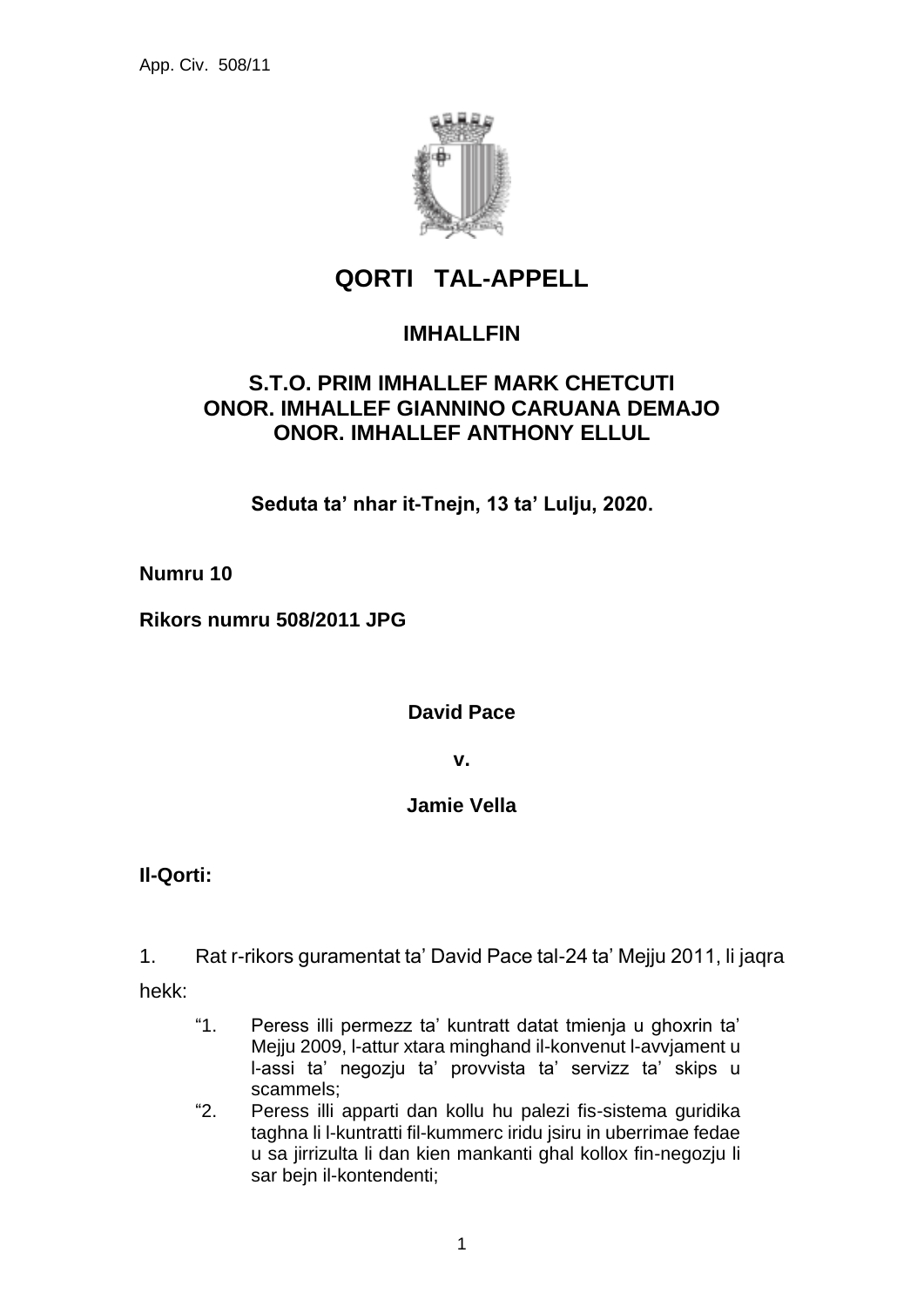# QORTI TAL-APPELL

## IMHALLFIN

### S.T.O. PRIM IMHALLEF MARK CHETCUTI
### ONOR. IMHALLEF GIANNINO CARUANA DEMAJO
### ONOR. IMHALLEF ANTHONY ELLUL

**Seduta ta' nhar it-Tnejn, 13 ta' Lulju, 2020.**

**Numru 10**

**Rikors numru 508/2011 JPG**

**David Pace**

**v.**

**Jamie Vella**

**Il-Qorti:**

1. Rat r-rikors guramentat ta' David Pace tal-24 ta' Mejju 2011, li jaqra hekk:

> "1. Peress illi permezz ta' kuntratt datat tmienja u ghoxrin ta' Mejju 2009, l-attur xtara minghand il-konvenut l-avvjament u l-assi ta' negozju ta' provvista ta' servizz ta' skips u scammels;
>
> "2. Peress illi apparti dan kollu hu palezi fis-sistema guridika taghna li l-kuntratti fil-kummerc iridu jsiru in uberrimae fedae u sa jirrizulta li dan kien mankanti ghal kollox fin-negozju li sar bejn il-kontendenti;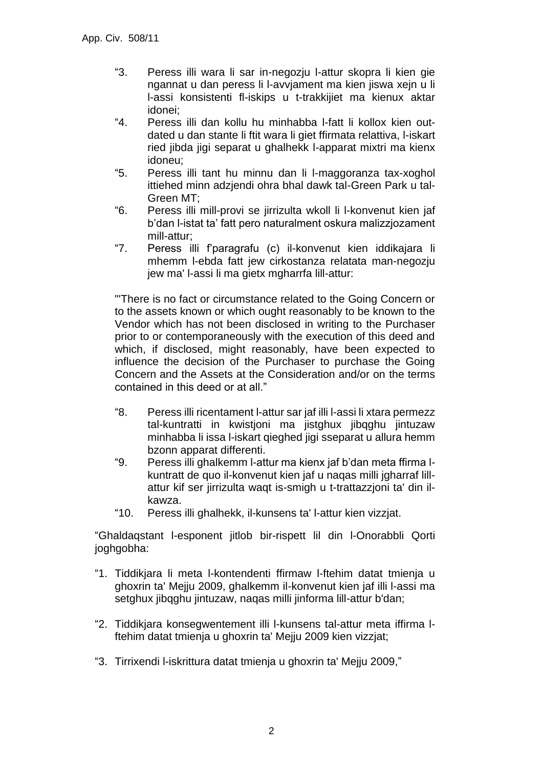"3. Peress illi wara li sar in-negozju l-attur skopra li kien gie ngannat u dan peress li l-avvjament ma kien jiswa xejn u li l-assi konsistenti fl-iskips u t-trakkijiet ma kienux aktar idonei;

"4. Peress illi dan kollu hu minhabba l-fatt li kollox kien out-dated u dan stante li ftit wara li giet ffirmata relattiva, l-iskart ried jibda jigi separat u ghalhekk l-apparat mixtri ma kienx idoneu;

"5. Peress illi tant hu minnu dan li l-maggoranza tax-xoghol ittiehed minn adzjendi ohra bhal dawk tal-Green Park u tal-Green MT;

"6. Peress illi mill-provi se jirrizulta wkoll li l-konvenut kien jaf b'dan l-istat ta' fatt pero naturalment oskura malizzjozament mill-attur;

"7. Peress illi f'paragrafu (c) il-konvenut kien iddikajara li mhemm l-ebda fatt jew cirkostanza relatata man-negozju jew ma' l-assi li ma gietx mgharrfa lill-attur:

"'There is no fact or circumstance related to the Going Concern or to the assets known or which ought reasonably to be known to the Vendor which has not been disclosed in writing to the Purchaser prior to or contemporaneously with the execution of this deed and which, if disclosed, might reasonably, have been expected to influence the decision of the Purchaser to purchase the Going Concern and the Assets at the Consideration and/or on the terms contained in this deed or at all."

"8. Peress illi ricentament l-attur sar jaf illi l-assi li xtara permezz tal-kuntratti in kwistjoni ma jistghux jibqghu jintuzaw minhabba li issa l-iskart qieghed jigi sseparat u allura hemm bzonn apparat differenti.

"9. Peress illi ghalkemm l-attur ma kienx jaf b'dan meta ffirma l-kuntratt de quo il-konvenut kien jaf u naqas milli jgharraf lill-attur kif ser jirrizulta waqt is-smigh u t-trattazzjoni ta' din il-kawza.

"10. Peress illi ghalhekk, il-kunsens ta' l-attur kien vizzjat.

"Ghaldaqstant l-esponent jitlob bir-rispett lil din l-Onorabbli Qorti joghgobha:

"1. Tiddikjara li meta l-kontendenti ffirmaw l-ftehim datat tmienja u ghoxrin ta' Mejju 2009, ghalkemm il-konvenut kien jaf illi l-assi ma setghux jibqghu jintuzaw, naqas milli jinforma lill-attur b'dan;

"2. Tiddikjara konsegwentement illi l-kunsens tal-attur meta iffirma l-ftehim datat tmienja u ghoxrin ta' Mejju 2009 kien vizzjat;

"3. Tirrixendi l-iskrittura datat tmienja u ghoxrin ta' Mejju 2009,"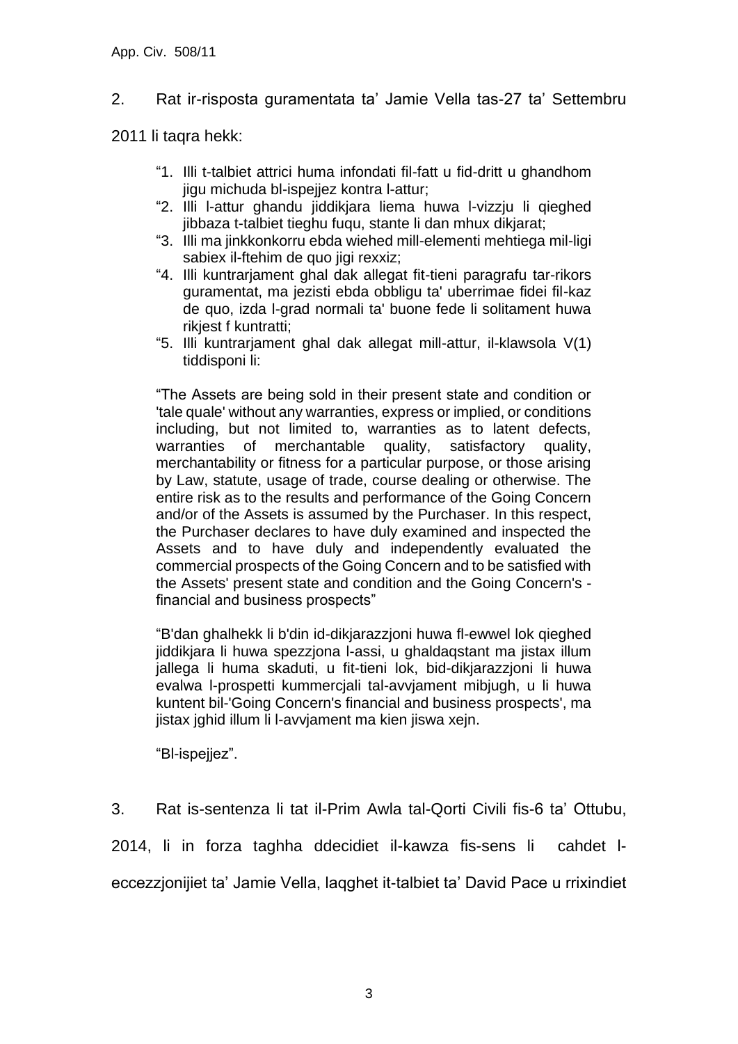2. Rat ir-risposta guramentata ta' Jamie Vella tas-27 ta' Settembru 2011 li taqra hekk:

> "1. Illi t-talbiet attrici huma infondati fil-fatt u fid-dritt u ghandhom jigu michuda bl-ispejjez kontra l-attur;
>
> "2. Illi l-attur ghandu jiddikjara liema huwa l-vizzju li qieghed jibbaza t-talbiet tieghu fuqu, stante li dan mhux dikjarat;
>
> "3. Illi ma jinkkonkorru ebda wiehed mill-elementi mehtiega mil-ligi sabiex il-ftehim de quo jigi rexxiz;
>
> "4. Illi kuntrarjament ghal dak allegat fit-tieni paragrafu tar-rikors guramentat, ma jezisti ebda obbligu ta' uberrimae fidei fil-kaz de quo, izda l-grad normali ta' buone fede li solitament huwa rikjest f kuntratti;
>
> "5. Illi kuntrarjament ghal dak allegat mill-attur, il-klawsola V(1) tiddisponi li:
>
> "The Assets are being sold in their present state and condition or 'tale quale' without any warranties, express or implied, or conditions including, but not limited to, warranties as to latent defects, warranties of merchantable quality, satisfactory quality, merchantability or fitness for a particular purpose, or those arising by Law, statute, usage of trade, course dealing or otherwise. The entire risk as to the results and performance of the Going Concern and/or of the Assets is assumed by the Purchaser. In this respect, the Purchaser declares to have duly examined and inspected the Assets and to have duly and independently evaluated the commercial prospects of the Going Concern and to be satisfied with the Assets' present state and condition and the Going Concern's - financial and business prospects"
>
> "B'dan ghalhekk li b'din id-dikjarazzjoni huwa fl-ewwel lok qieghed jiddikjara li huwa spezzjona l-assi, u ghaldaqstant ma jistax illum jallega li huma skaduti, u fit-tieni lok, bid-dikjarazzjoni li huwa evalwa l-prospetti kummercjali tal-avvjament mibjugh, u li huwa kuntent bil-'Going Concern's financial and business prospects', ma jistax jghid illum li l-avvjament ma kien jiswa xejn.
>
> "Bl-ispejjez".

3. Rat is-sentenza li tat il-Prim Awla tal-Qorti Civili fis-6 ta' Ottubu, 2014, li in forza taghha ddecidiet il-kawza fis-sens li cahdet l-eccezzjonijiet ta' Jamie Vella, laqghet it-talbiet ta' David Pace u rrixindiet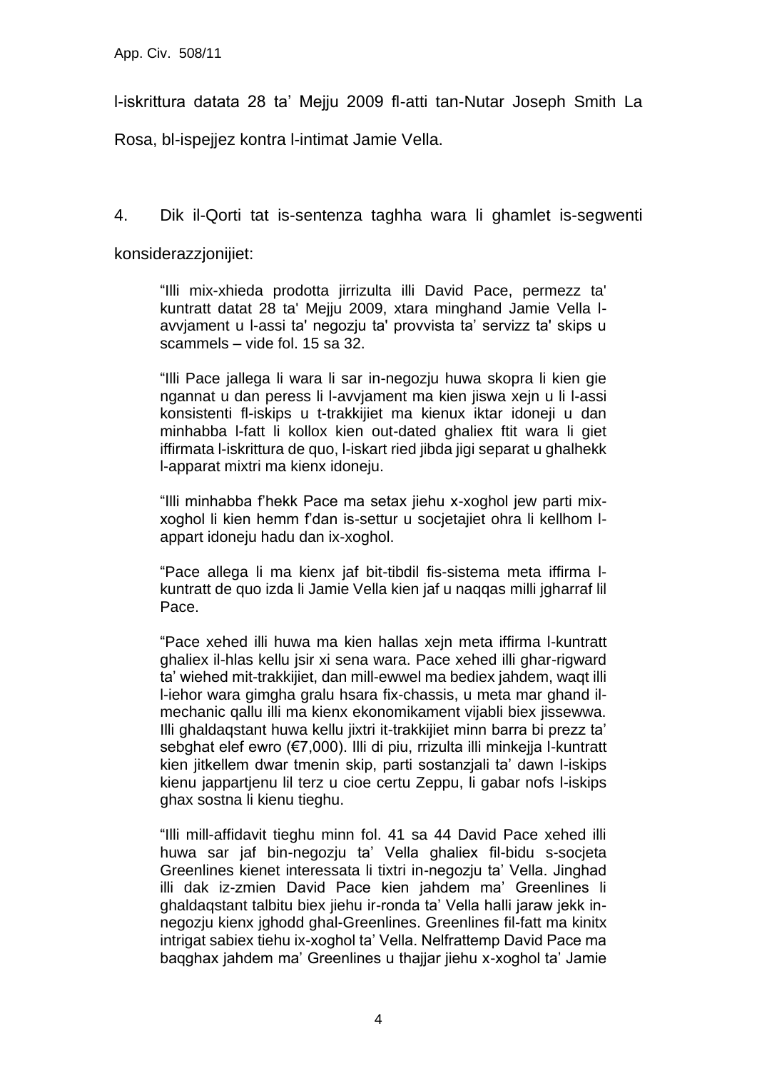l-iskrittura datata 28 ta' Mejju 2009 fl-atti tan-Nutar Joseph Smith La Rosa, bl-ispejjez kontra l-intimat Jamie Vella.

4. Dik il-Qorti tat is-sentenza taghha wara li ghamlet is-segwenti konsiderazzjonijiet:

> "Illi mix-xhieda prodotta jirrizulta illi David Pace, permezz ta' kuntratt datat 28 ta' Mejju 2009, xtara minghand Jamie Vella l-avvjament u l-assi ta' negozju ta' provvista ta' servizz ta' skips u scammels – vide fol. 15 sa 32.
>
> "Illi Pace jallega li wara li sar in-negozju huwa skopra li kien gie ngannat u dan peress li l-avvjament ma kien jiswa xejn u li l-assi konsistenti fl-iskips u t-trakkijiet ma kienux iktar idoneji u dan minhabba l-fatt li kollox kien out-dated ghaliex ftit wara li giet iffirmata l-iskrittura de quo, l-iskart ried jibda jigi separat u ghalhekk l-apparat mixtri ma kienx idoneju.
>
> "Illi minhabba f'hekk Pace ma setax jiehu x-xoghol jew parti mix-xoghol li kien hemm f'dan is-settur u socjetajiet ohra li kellhom l-appart idoneju hadu dan ix-xoghol.
>
> "Pace allega li ma kienx jaf bit-tibdil fis-sistema meta iffirma l-kuntratt de quo izda li Jamie Vella kien jaf u naqqas milli jgharraf lil Pace.
>
> "Pace xehed illi huwa ma kien hallas xejn meta iffirma l-kuntratt ghaliex il-hlas kellu jsir xi sena wara. Pace xehed illi ghar-rigward ta' wiehed mit-trakkijiet, dan mill-ewwel ma bediex jahdem, waqt illi l-iehor wara gimgha gralu hsara fix-chassis, u meta mar ghand il-mechanic qallu illi ma kienx ekonomikament vijabli biex jissewwa. Illi ghaldaqstant huwa kellu jixtri it-trakkijiet minn barra bi prezz ta' sebghat elef ewro (€7,000). Illi di piu, rrizulta illi minkejja l-kuntratt kien jitkellem dwar tmenin skip, parti sostanzjali ta' dawn l-iskips kienu jappartjenu lil terz u cioe certu Zeppu, li gabar nofs l-iskips ghax sostna li kienu tieghu.
>
> "Illi mill-affidavit tieghu minn fol. 41 sa 44 David Pace xehed illi huwa sar jaf bin-negozju ta' Vella ghaliex fil-bidu s-socjeta Greenlines kienet interessata li tixtri in-negozju ta' Vella. Jinghad illi dak iz-zmien David Pace kien jahdem ma' Greenlines li ghaldaqstant talbitu biex jiehu ir-ronda ta' Vella halli jaraw jekk in-negozju kienx jghodd ghal-Greenlines. Greenlines fil-fatt ma kinitx intrigat sabiex tiehu ix-xoghol ta' Vella. Nelfrattemp David Pace ma baqghax jahdem ma' Greenlines u thajjar jiehu x-xoghol ta' Jamie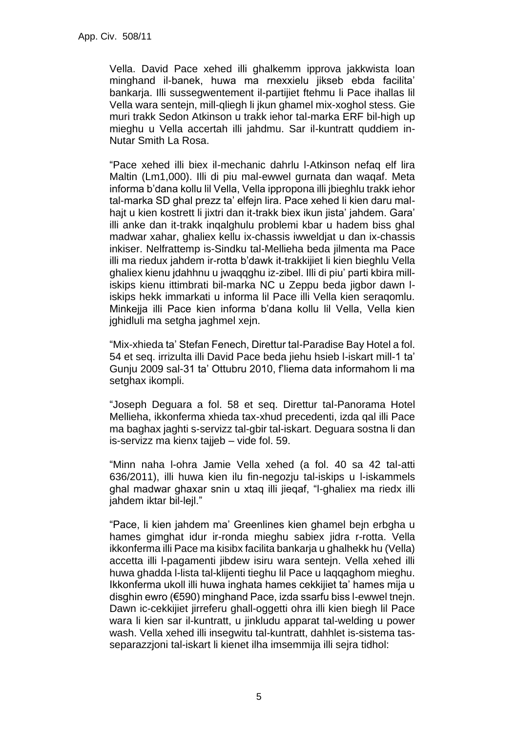Vella. David Pace xehed illi ghalkemm ipprova jakkwista loan minghand il-banek, huwa ma rnexxielu jikseb ebda facilita' bankarja. Illi sussegwentement il-partijiet ftehmu li Pace ihallas lil Vella wara sentejn, mill-qliegh li jkun ghamel mix-xoghol stess. Gie muri trakk Sedon Atkinson u trakk iehor tal-marka ERF bil-high up mieghu u Vella accertah illi jahdmu. Sar il-kuntratt quddiem in-Nutar Smith La Rosa.

"Pace xehed illi biex il-mechanic dahrlu l-Atkinson nefaq elf lira Maltin (Lm1,000). Illi di piu mal-ewwel gurnata dan waqaf. Meta informa b'dana kollu lil Vella, Vella ippropona illi jbieghlu trakk iehor tal-marka SD ghal prezz ta' elfejn lira. Pace xehed li kien daru mal-hajt u kien kostrett li jixtri dan it-trakk biex ikun jista' jahdem. Gara' illi anke dan it-trakk inqalghulu problemi kbar u hadem biss ghal madwar xahar, ghaliex kellu ix-chassis iwweldjat u dan ix-chassis inkiser. Nelfrattemp is-Sindku tal-Mellieha beda jilmenta ma Pace illi ma riedux jahdem ir-rotta b'dawk it-trakkijiet li kien bieghlu Vella ghaliex kienu jdahhnu u jwaqqghu iz-zibel. Illi di piu' parti kbira mill-iskips kienu ittimbrati bil-marka NC u Zeppu beda jigbor dawn l-iskips hekk immarkati u informa lil Pace illi Vella kien seraqomlu. Minkejja illi Pace kien informa b'dana kollu lil Vella, Vella kien jghidluli ma setgha jaghmel xejn.

"Mix-xhieda ta' Stefan Fenech, Direttur tal-Paradise Bay Hotel a fol. 54 et seq. irrizulta illi David Pace beda jiehu hsieb l-iskart mill-1 ta' Gunju 2009 sal-31 ta' Ottubru 2010, f'liema data informahom li ma setghax ikompli.

"Joseph Deguara a fol. 58 et seq. Direttur tal-Panorama Hotel Mellieha, ikkonferma xhieda tax-xhud precedenti, izda qal illi Pace ma baghax jaghti s-servizz tal-gbir tal-iskart. Deguara sostna li dan is-servizz ma kienx tajjeb – vide fol. 59.

"Minn naha l-ohra Jamie Vella xehed (a fol. 40 sa 42 tal-atti 636/2011), illi huwa kien ilu fin-negozju tal-iskips u l-iskammels ghal madwar ghaxar snin u xtaq illi jieqaf, "l-ghaliex ma riedx illi jahdem iktar bil-lejl."

"Pace, li kien jahdem ma' Greenlines kien ghamel bejn erbgha u hames gimghat idur ir-ronda mieghu sabiex jidra r-rotta. Vella ikkonferma illi Pace ma kisibx facilita bankarja u ghalhekk hu (Vella) accetta illi l-pagamenti jibdew isiru wara sentejn. Vella xehed illi huwa ghadda l-lista tal-klijenti tieghu lil Pace u laqqaghom mieghu. Ikkonferma ukoll illi huwa inghata hames cekkijiet ta' hames mija u disghin ewro (€590) minghand Pace, izda ssarfu biss l-ewwel tnejn. Dawn ic-cekkijiet jirreferu ghall-oggetti ohra illi kien biegh lil Pace wara li kien sar il-kuntratt, u jinkludu apparat tal-welding u power wash. Vella xehed illi insegwitu tal-kuntratt, dahhlet is-sistema tas-separazzjoni tal-iskart li kienet ilha imsemmija illi sejra tidhol: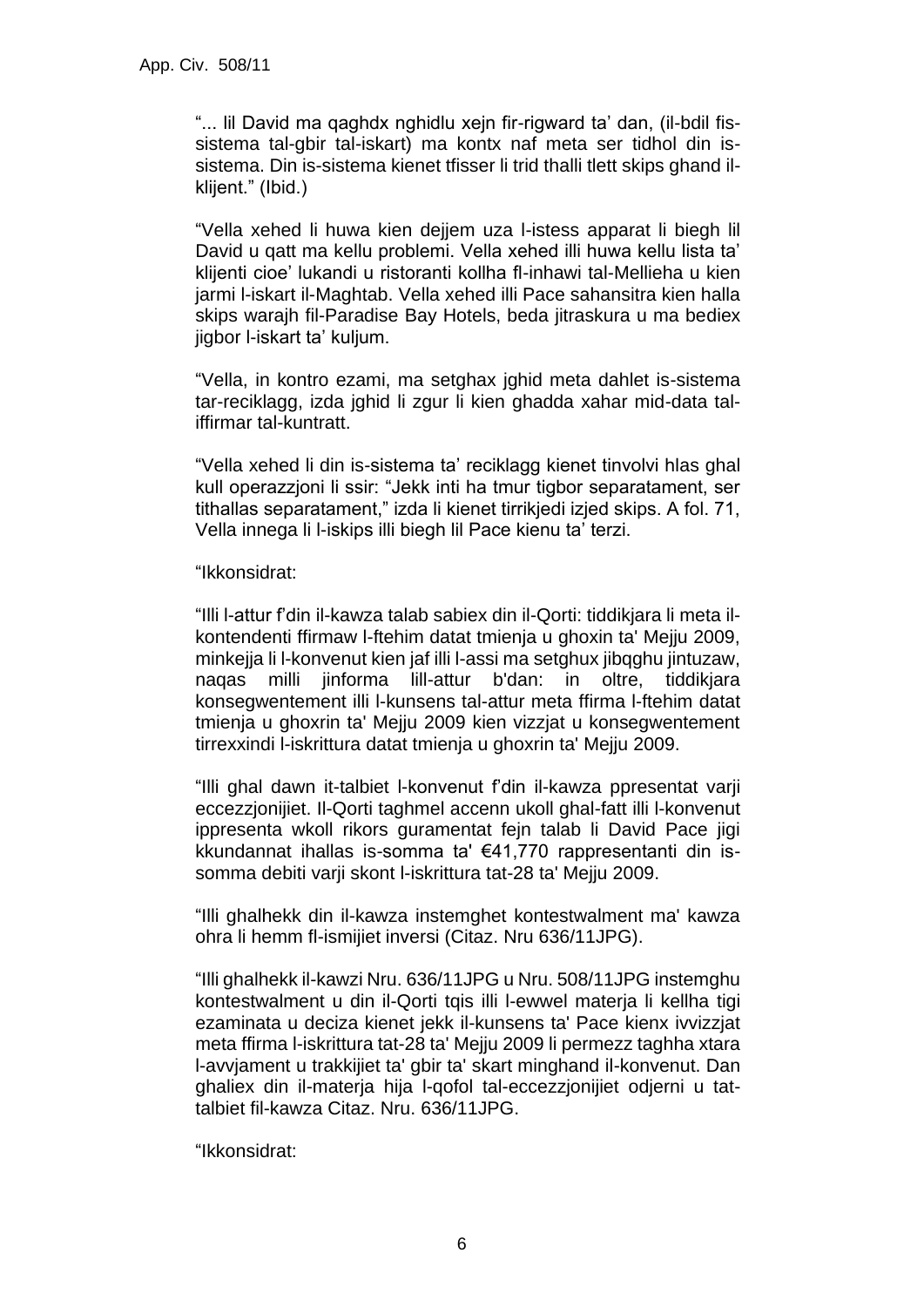"... lil David ma qaghdx nghidlu xejn fir-rigward ta' dan, (il-bdil fis-sistema tal-gbir tal-iskart) ma kontx naf meta ser tidhol din is-sistema. Din is-sistema kienet tfisser li trid thalli tlett skips ghand il-klijent." (Ibid.)

"Vella xehed li huwa kien dejjem uza l-istess apparat li biegh lil David u qatt ma kellu problemi. Vella xehed illi huwa kellu lista ta' klijenti cioe' lukandi u ristoranti kollha fl-inhawi tal-Mellieha u kien jarmi l-iskart il-Maghtab. Vella xehed illi Pace sahansitra kien halla skips warajh fil-Paradise Bay Hotels, beda jitraskura u ma bediex jigbor l-iskart ta' kuljum.

"Vella, in kontro ezami, ma setghax jghid meta dahlet is-sistema tar-reciklagg, izda jghid li zgur li kien ghadda xahar mid-data tal-iffirmar tal-kuntratt.

"Vella xehed li din is-sistema ta' reciklagg kienet tinvolvi hlas ghal kull operazzjoni li ssir: "Jekk inti ha tmur tigbor separatament, ser tithallas separatament," izda li kienet tirrikjedi izjed skips. A fol. 71, Vella innega li l-iskips illi biegh lil Pace kienu ta' terzi.

"Ikkonsidrat:

"Illi l-attur f'din il-kawza talab sabiex din il-Qorti: tiddikjara li meta il-kontendenti ffirmaw l-ftehim datat tmienja u ghoxin ta' Mejju 2009, minkejja li l-konvenut kien jaf illi l-assi ma setghux jibqghu jintuzaw, naqas milli jinforma lill-attur b'dan: in oltre, tiddikjara konsegwentement illi l-kunsens tal-attur meta ffirma l-ftehim datat tmienja u ghoxrin ta' Mejju 2009 kien vizzjat u konsegwentement tirrexxindi l-iskrittura datat tmienja u ghoxrin ta' Mejju 2009.

"Illi ghal dawn it-talbiet l-konvenut f'din il-kawza ppresentat varji eccezzjonijiet. Il-Qorti taghmel accenn ukoll ghal-fatt illi l-konvenut ippresenta wkoll rikors guramentat fejn talab li David Pace jigi kkundannat ihallas is-somma ta' €41,770 rappresentanti din is-somma debiti varji skont l-iskrittura tat-28 ta' Mejju 2009.

"Illi ghalhekk din il-kawza instemghet kontestwalment ma' kawza ohra li hemm fl-ismijiet inversi (Citaz. Nru 636/11JPG).

"Illi ghalhekk il-kawzi Nru. 636/11JPG u Nru. 508/11JPG instemghu kontestwalment u din il-Qorti tqis illi l-ewwel materja li kellha tigi ezaminata u deciza kienet jekk il-kunsens ta' Pace kienx ivvizzjat meta ffirma l-iskrittura tat-28 ta' Mejju 2009 li permezz taghha xtara l-avvjament u trakkijiet ta' gbir ta' skart minghand il-konvenut. Dan ghaliex din il-materja hija l-qofol tal-eccezzjonijiet odjerni u tat-talbiet fil-kawza Citaz. Nru. 636/11JPG.

"Ikkonsidrat: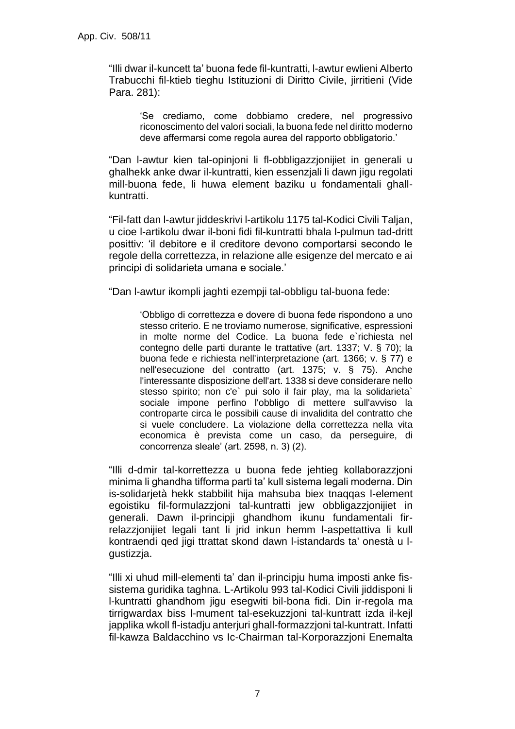"Illi dwar il-kuncett ta' buona fede fil-kuntratti, l-awtur ewlieni Alberto Trabucchi fil-ktieb tieghu Istituzioni di Diritto Civile, jirritieni (Vide Para. 281):

> 'Se crediamo, come dobbiamo credere, nel progressivo riconoscimento del valori sociali, la buona fede nel diritto moderno deve affermarsi come regola aurea del rapporto obbligatorio.'

"Dan l-awtur kien tal-opinjoni li fl-obbligazzjonijiet in generali u ghalhekk anke dwar il-kuntratti, kien essenzjali li dawn jigu regolati mill-buona fede, li huwa element baziku u fondamentali ghall-kuntratti.

"Fil-fatt dan l-awtur jiddeskrivi l-artikolu 1175 tal-Kodici Civili Taljan, u cioe l-artikolu dwar il-boni fidi fil-kuntratti bhala l-pulmun tad-dritt posittiv: 'il debitore e il creditore devono comportarsi secondo le regole della correttezza, in relazione alle esigenze del mercato e ai principi di solidarieta umana e sociale.'

"Dan l-awtur ikompli jaghti ezempji tal-obbligu tal-buona fede:

> 'Obbligo di correttezza e dovere di buona fede rispondono a uno stesso criterio. E ne troviamo numerose, significative, espressioni in molte norme del Codice. La buona fede e`richiesta nel contegno delle parti durante le trattative (art. 1337; V. § 70); la buona fede e richiesta nell'interpretazione (art. 1366; v. § 77) e nell'esecuzione del contratto (art. 1375; v. § 75). Anche l'interessante disposizione dell'art. 1338 si deve considerare nello stesso spirito; non c'e` pui solo il fair play, ma la solidarieta` sociale impone perfino l'obbligo di mettere sull'avviso la controparte circa le possibili cause di invalidita del contratto che si vuele concludere. La violazione della correttezza nella vita economica è prevista come un caso, da perseguire, di concorrenza sleale' (art. 2598, n. 3) (2).

"Illi d-dmir tal-korrettezza u buona fede jehtieg kollaborazzjoni minima li ghandha tifforma parti ta' kull sistema legali moderna. Din is-solidarjetà hekk stabbilit hija mahsuba biex tnaqqas l-element egoistiku fil-formulazzjoni tal-kuntratti jew obbligazzjonijiet in generali. Dawn il-principji ghandhom ikunu fundamentali fir-relazzjonijiet legali tant li jrid inkun hemm l-aspettattiva li kull kontraendi qed jigi ttrattat skond dawn l-istandards ta' onestà u l-gustizzja.

"Illi xi uhud mill-elementi ta' dan il-principju huma imposti anke fis-sistema guridika taghna. L-Artikolu 993 tal-Kodici Civili jiddisponi li l-kuntratti ghandhom jigu esegwiti bil-bona fidi. Din ir-regola ma tirrigwardax biss l-mument tal-esekuzzjoni tal-kuntratt izda il-kejl japplika wkoll fl-istadju anterjuri ghall-formazzjoni tal-kuntratt. Infatti fil-kawza Baldacchino vs Ic-Chairman tal-Korporazzjoni Enemalta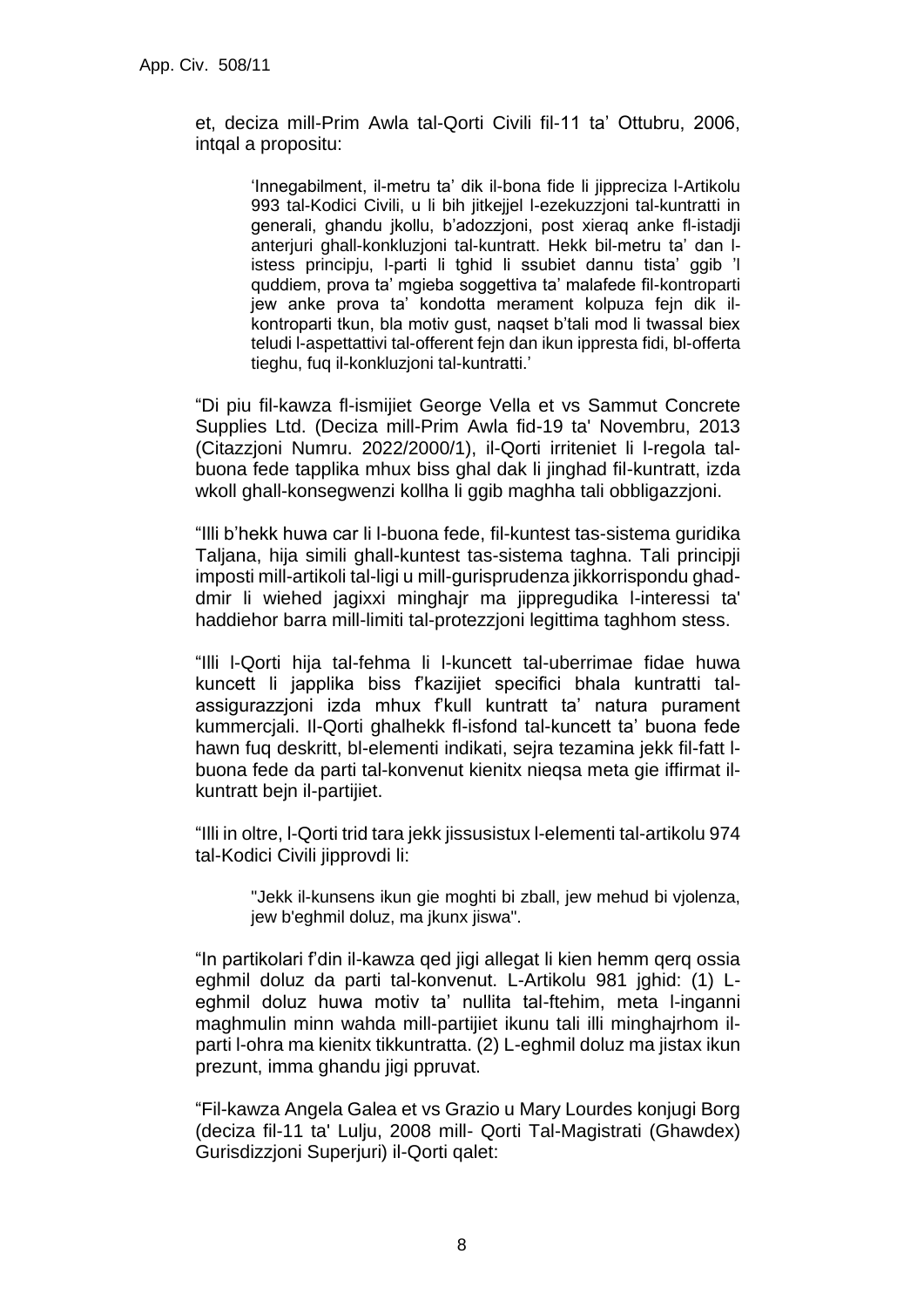et, deciza mill-Prim Awla tal-Qorti Civili fil-11 ta' Ottubru, 2006, intqal a propositu:

> 'Innegabilment, il-metru ta' dik il-bona fide li jippreciza l-Artikolu 993 tal-Kodici Civili, u li bih jitkejjel l-ezekuzzjoni tal-kuntratti in generali, ghandu jkollu, b'adozzjoni, post xieraq anke fl-istadji anterjuri ghall-konkluzjoni tal-kuntratt. Hekk bil-metru ta' dan l-istess principju, l-parti li tghid li ssubiet dannu tista' ggib 'l quddiem, prova ta' mgieba soggettiva ta' malafede fil-kontroparti jew anke prova ta' kondotta merament kolpuza fejn dik il-kontroparti tkun, bla motiv gust, naqset b'tali mod li twassal biex teludi l-aspettattivi tal-offerent fejn dan ikun ippresta fidi, bl-offerta tieghu, fuq il-konkluzjoni tal-kuntratt.'

"Di piu fil-kawza fl-ismijiet George Vella et vs Sammut Concrete Supplies Ltd. (Deciza mill-Prim Awla fid-19 ta' Novembru, 2013 (Citazzjoni Numru. 2022/2000/1), il-Qorti irriteniet li l-regola tal-buona fede tapplika mhux biss ghal dak li jinghad fil-kuntratt, izda wkoll ghall-konsegwenzi kollha li ggib maghha tali obbligazzjoni.

"Illi b'hekk huwa car li l-buona fede, fil-kuntest tas-sistema guridika Taljana, hija simili ghall-kuntest tas-sistema taghna. Tali principji imposti mill-artikoli tal-ligi u mill-gurisprudenza jikkorrispondu ghad-dmir li wiehed jagixxi minghajr ma jippregudika l-interessi ta' haddiehor barra mill-limiti tal-protezzjoni legittima taghhom stess.

"Illi l-Qorti hija tal-fehma li l-kuncett tal-uberrimae fidae huwa kuncett li japplika biss f'kazijiet specifici bhala kuntratti tal-assigurazzjoni izda mhux f'kull kuntratt ta' natura purament kummercjali. Il-Qorti ghalhekk fl-isfond tal-kuncett ta' buona fede hawn fuq deskritt, bl-elementi indikati, sejra tezamina jekk fil-fatt l-buona fede da parti tal-konvenut kienitx nieqsa meta gie iffirmat il-kuntratt bejn il-partijiet.

"Illi in oltre, l-Qorti trid tara jekk jissusistux l-elementi tal-artikolu 974 tal-Kodici Civili jipprovdi li:

> "Jekk il-kunsens ikun gie moghti bi zball, jew mehud bi vjolenza, jew b'eghmil doluz, ma jkunx jiswa".

"In partikolari f'din il-kawza qed jigi allegat li kien hemm qerq ossia eghmil doluz da parti tal-konvenut. L-Artikolu 981 jghid: (1) L-eghmil doluz huwa motiv ta' nullita tal-ftehim, meta l-inganni maghmulin minn wahda mill-partijiet ikunu tali illi minghajrhom il-parti l-ohra ma kienitx tikkuntratta. (2) L-eghmil doluz ma jistax ikun prezunt, imma ghandu jigi ppruvat.

"Fil-kawza Angela Galea et vs Grazio u Mary Lourdes konjugi Borg (deciza fil-11 ta' Lulju, 2008 mill- Qorti Tal-Magistrati (Ghawdex) Gurisdizzjoni Superjuri) il-Qorti qalet: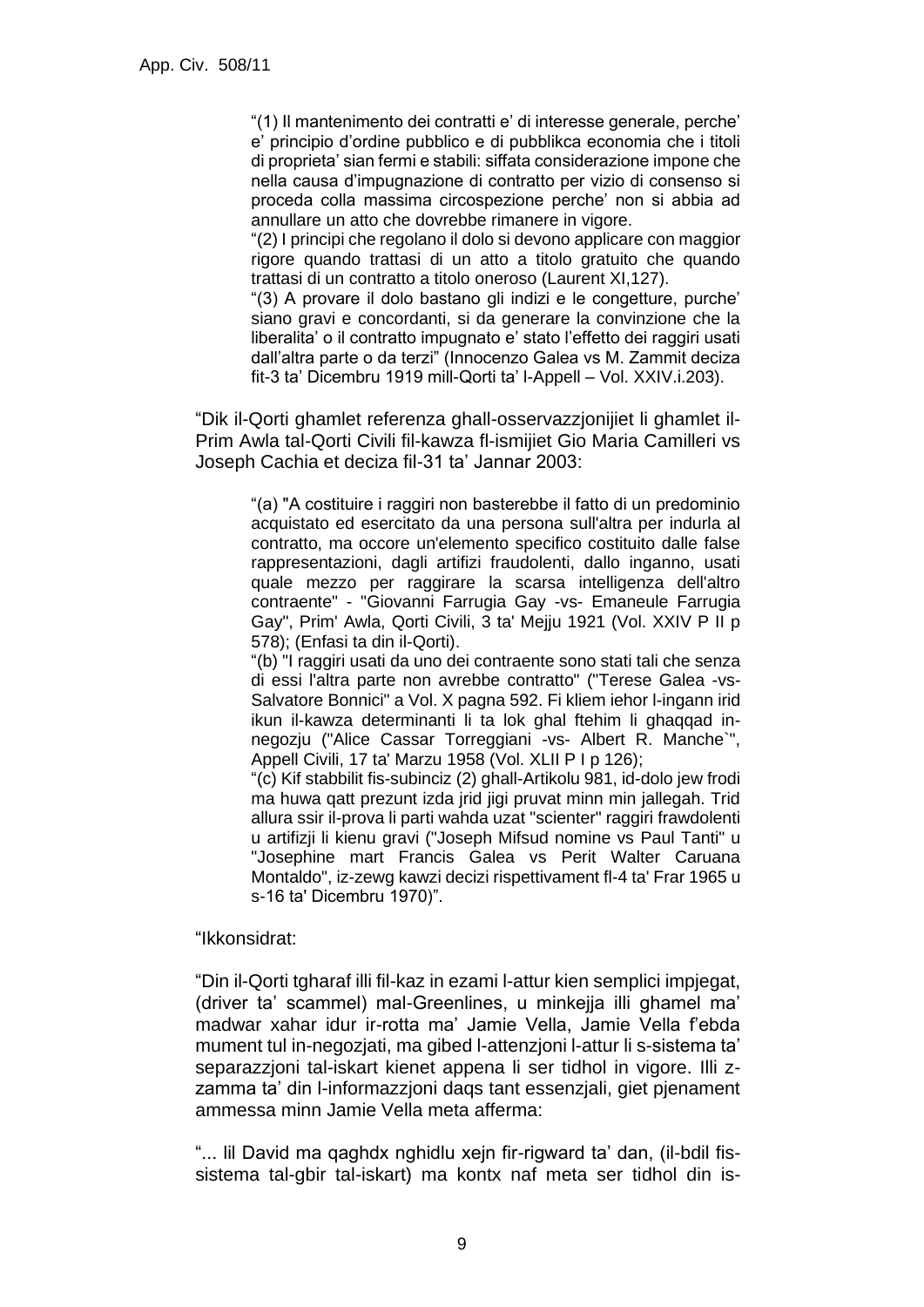> "(1) Il mantenimento dei contratti e' di interesse generale, perche' e' principio d'ordine pubblico e di pubblikca economia che i titoli di proprieta' sian fermi e stabili: siffata considerazione impone che nella causa d'impugnazione di contratto per vizio di consenso si proceda colla massima circospezione perche' non si abbia ad annullare un atto che dovrebbe rimanere in vigore.
>
> "(2) I principi che regolano il dolo si devono applicare con maggior rigore quando trattasi di un atto a titolo gratuito che quando trattasi di un contratto a titolo oneroso (Laurent XI,127).
>
> "(3) A provare il dolo bastano gli indizi e le congetture, purche' siano gravi e concordanti, si da generare la convinzione che la liberalita' o il contratto impugnato e' stato l'effetto dei raggiri usati dall'altra parte o da terzi" (Innocenzo Galea vs M. Zammit deciza fit-3 ta' Dicembru 1919 mill-Qorti ta' l-Appell – Vol. XXIV.i.203).

"Dik il-Qorti ghamlet referenza ghall-osservazzjonijiet li ghamlet il-Prim Awla tal-Qorti Civili fil-kawza fl-ismijiet Gio Maria Camilleri vs Joseph Cachia et deciza fil-31 ta' Jannar 2003:

> "(a) "A costituire i raggiri non basterebbe il fatto di un predominio acquistato ed esercitato da una persona sull'altra per indurla al contratto, ma occore un'elemento specifico costituito dalle false rappresentazioni, dagli artifizi fraudolenti, dallo inganno, usati quale mezzo per raggirare la scarsa intelligenza dell'altro contraente" - "Giovanni Farrugia Gay -vs- Emaneule Farrugia Gay", Prim' Awla, Qorti Civili, 3 ta' Mejju 1921 (Vol. XXIV P II p 578); (Enfasi ta din il-Qorti).
>
> "(b) "I raggiri usati da uno dei contraente sono stati tali che senza di essi l'altra parte non avrebbe contratto" ("Terese Galea -vs- Salvatore Bonnici" a Vol. X pagna 592. Fi kliem iehor l-ingann irid ikun il-kawza determinanti li ta lok ghal ftehim li ghaqqad in-negozju ("Alice Cassar Torreggiani -vs- Albert R. Manche`", Appell Civili, 17 ta' Marzu 1958 (Vol. XLII P I p 126);
>
> "(c) Kif stabbilit fis-subinciz (2) ghall-Artikolu 981, id-dolo jew frodi ma huwa qatt prezunt izda jrid jigi pruvat minn min jallegah. Trid allura ssir il-prova li parti wahda uzat "scienter" raggiri frawdolenti u artifizji li kienu gravi ("Joseph Mifsud nomine vs Paul Tanti" u "Josephine mart Francis Galea vs Perit Walter Caruana Montaldo", iz-zewg kawzi decizi rispettivament fl-4 ta' Frar 1965 u s-16 ta' Dicembru 1970)".

"Ikkonsidrat:

"Din il-Qorti tgharaf illi fil-kaz in ezami l-attur kien semplici impjegat, (driver ta' scammel) mal-Greenlines, u minkejja illi ghamel ma' madwar xahar idur ir-rotta ma' Jamie Vella, Jamie Vella f'ebda mument tul in-negozjati, ma gibed l-attenzjoni l-attur li s-sistema ta' separazzjoni tal-iskart kienet appena li ser tidhol in vigore. Illi z-zamma ta' din l-informazzjoni daqs tant essenzjali, giet pjenament ammessa minn Jamie Vella meta afferma:

"... lil David ma qaghdx nghidlu xejn fir-rigward ta' dan, (il-bdil fis-sistema tal-gbir tal-iskart) ma kontx naf meta ser tidhol din is-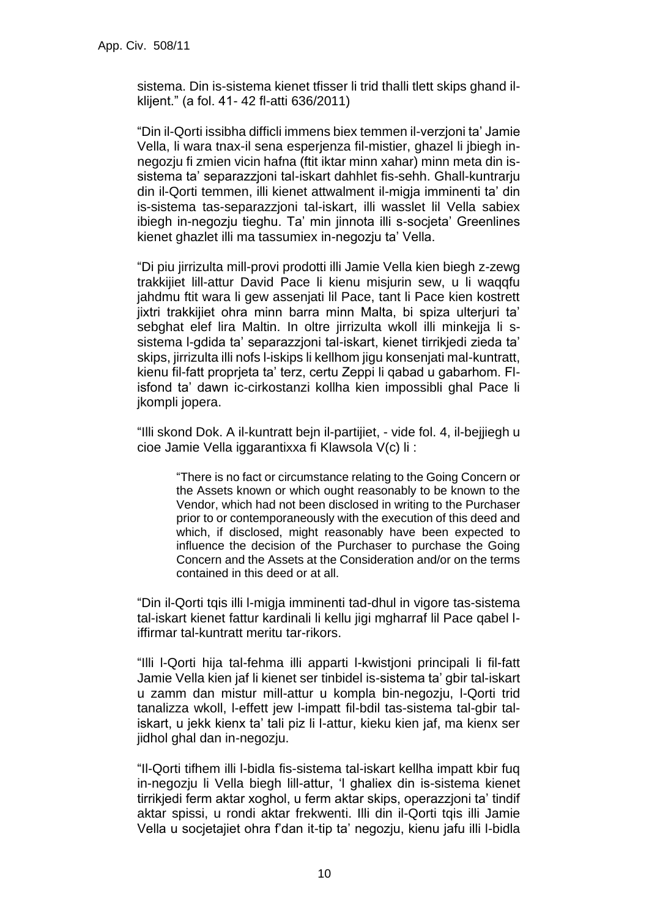sistema. Din is-sistema kienet tfisser li trid thalli tlett skips ghand il-klijent." (a fol. 41- 42 fl-atti 636/2011)

"Din il-Qorti issibha difficli immens biex temmen il-verzjoni ta' Jamie Vella, li wara tnax-il sena esperjenza fil-mistier, ghazel li jbiegh in-negozju fi zmien vicin hafna (ftit iktar minn xahar) minn meta din is-sistema ta' separazzjoni tal-iskart dahhlet fis-sehh. Ghall-kuntrarju din il-Qorti temmen, illi kienet attwalment il-migja imminenti ta' din is-sistema tas-separazzjoni tal-iskart, illi wasslet lil Vella sabiex ibiegh in-negozju tieghu. Ta' min jinnota illi s-socjeta' Greenlines kienet ghazlet illi ma tassumiex in-negozju ta' Vella.

"Di piu jirrizulta mill-provi prodotti illi Jamie Vella kien biegh z-zewg trakkijiet lill-attur David Pace li kienu misjurin sew, u li waqqfu jahdmu ftit wara li gew assenjati lil Pace, tant li Pace kien kostrett jixtri trakkijiet ohra minn barra minn Malta, bi spiza ulterjuri ta' sebghat elef lira Maltin. In oltre jirrizulta wkoll illi minkejja li s-sistema l-gdida ta' separazzjoni tal-iskart, kienet tirrikjedi zieda ta' skips, jirrizulta illi nofs l-iskips li kellhom jigu konsenjati mal-kuntratt, kienu fil-fatt proprjeta ta' terz, certu Zeppi li qabad u gabarhom. Fl-isfond ta' dawn ic-cirkostanzi kollha kien impossibli ghal Pace li jkompli jopera.

"Illi skond Dok. A il-kuntratt bejn il-partijiet, - vide fol. 4, il-bejjiegh u cioe Jamie Vella iggarantixxa fi Klawsola V(c) li :

> "There is no fact or circumstance relating to the Going Concern or the Assets known or which ought reasonably to be known to the Vendor, which had not been disclosed in writing to the Purchaser prior to or contemporaneously with the execution of this deed and which, if disclosed, might reasonably have been expected to influence the decision of the Purchaser to purchase the Going Concern and the Assets at the Consideration and/or on the terms contained in this deed or at all.

"Din il-Qorti tqis illi l-migja imminenti tad-dhul in vigore tas-sistema tal-iskart kienet fattur kardinali li kellu jigi mgharraf lil Pace qabel l-iffirmar tal-kuntratt meritu tar-rikors.

"Illi l-Qorti hija tal-fehma illi apparti l-kwistjoni principali li fil-fatt Jamie Vella kien jaf li kienet ser tinbidel is-sistema ta' gbir tal-iskart u zamm dan mistur mill-attur u kompla bin-negozju, l-Qorti trid tanalizza wkoll, l-effett jew l-impatt fil-bdil tas-sistema tal-gbir tal-iskart, u jekk kienx ta' tali piz li l-attur, kieku kien jaf, ma kienx ser jidhol ghal dan in-negozju.

"Il-Qorti tifhem illi l-bidla fis-sistema tal-iskart kellha impatt kbir fuq in-negozju li Vella biegh lill-attur, 'l ghaliex din is-sistema kienet tirrikjedi ferm aktar xoghol, u ferm aktar skips, operazzjoni ta' tindif aktar spissi, u rondi aktar frekwenti. Illi din il-Qorti tqis illi Jamie Vella u socjetajiet ohra f'dan it-tip ta' negozju, kienu jafu illi l-bidla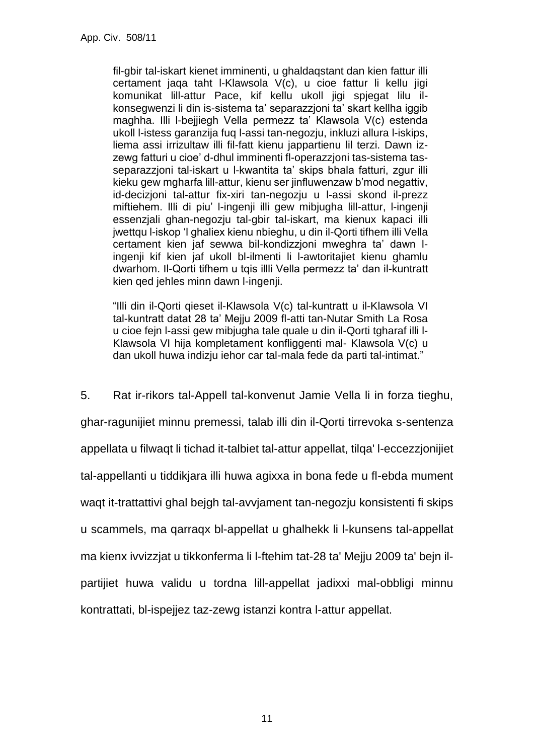> fil-gbir tal-iskart kienet imminenti, u ghaldaqstant dan kien fattur illi certament jaqa taht l-Klawsola V(c), u cioe fattur li kellu jigi komunikat lill-attur Pace, kif kellu ukoll jigi spjegat lilu il-konsegwenzi li din is-sistema ta' separazzjoni ta' skart kellha iggib maghha. Illi l-bejjiegh Vella permezz ta' Klawsola V(c) estenda ukoll l-istess garanzija fuq l-assi tan-negozju, inkluzi allura l-iskips, liema assi irrizultaw illi fil-fatt kienu jappartienu lil terzi. Dawn iz-zewg fatturi u cioe' d-dhul imminenti fl-operazzjoni tas-sistema tas-separazzjoni tal-iskart u l-kwantita ta' skips bhala fatturi, zgur illi kieku gew mgharfa lill-attur, kienu ser jinfluwenzaw b'mod negattiv, id-decizjoni tal-attur fix-xiri tan-negozju u l-assi skond il-prezz miftiehem. Illi di piu' l-ingenji illi gew mibjugha lill-attur, l-ingenji essenzjali ghan-negozju tal-gbir tal-iskart, ma kienux kapaci illi jwettqu l-iskop 'l ghaliex kienu nbieghu, u din il-Qorti tifhem illi Vella certament kien jaf sewwa bil-kondizzjoni mweghra ta' dawn l-ingenji kif kien jaf ukoll bl-ilmenti li l-awtoritajiet kienu ghamlu dwarhom. Il-Qorti tifhem u tqis illli Vella permezz ta' dan il-kuntratt kien qed jehles minn dawn l-ingenji.
>
> "Illi din il-Qorti qieset il-Klawsola V(c) tal-kuntratt u il-Klawsola VI tal-kuntratt datat 28 ta' Mejju 2009 fl-atti tan-Nutar Smith La Rosa u cioe fejn l-assi gew mibjugha tale quale u din il-Qorti tgharaf illi l-Klawsola VI hija kompletament konfliggenti mal- Klawsola V(c) u dan ukoll huwa indizju iehor car tal-mala fede da parti tal-intimat."

5. Rat ir-rikors tal-Appell tal-konvenut Jamie Vella li in forza tieghu, ghar-ragunijiet minnu premessi, talab illi din il-Qorti tirrevoka s-sentenza appellata u filwaqt li tichad it-talbiet tal-attur appellat, tilqa' l-eccezzjonijiet tal-appellanti u tiddikjara illi huwa agixxa in bona fede u fl-ebda mument waqt it-trattattivi ghal bejgh tal-avvjament tan-negozju konsistenti fi skips u scammels, ma qarraqx bl-appellat u ghalhekk li l-kunsens tal-appellat ma kienx ivvizzjat u tikkonferma li l-ftehim tat-28 ta' Mejju 2009 ta' bejn il-partijiet huwa validu u tordna lill-appellat jadixxi mal-obbligi minnu kontrattati, bl-ispejjez taz-zewg istanzi kontra l-attur appellat.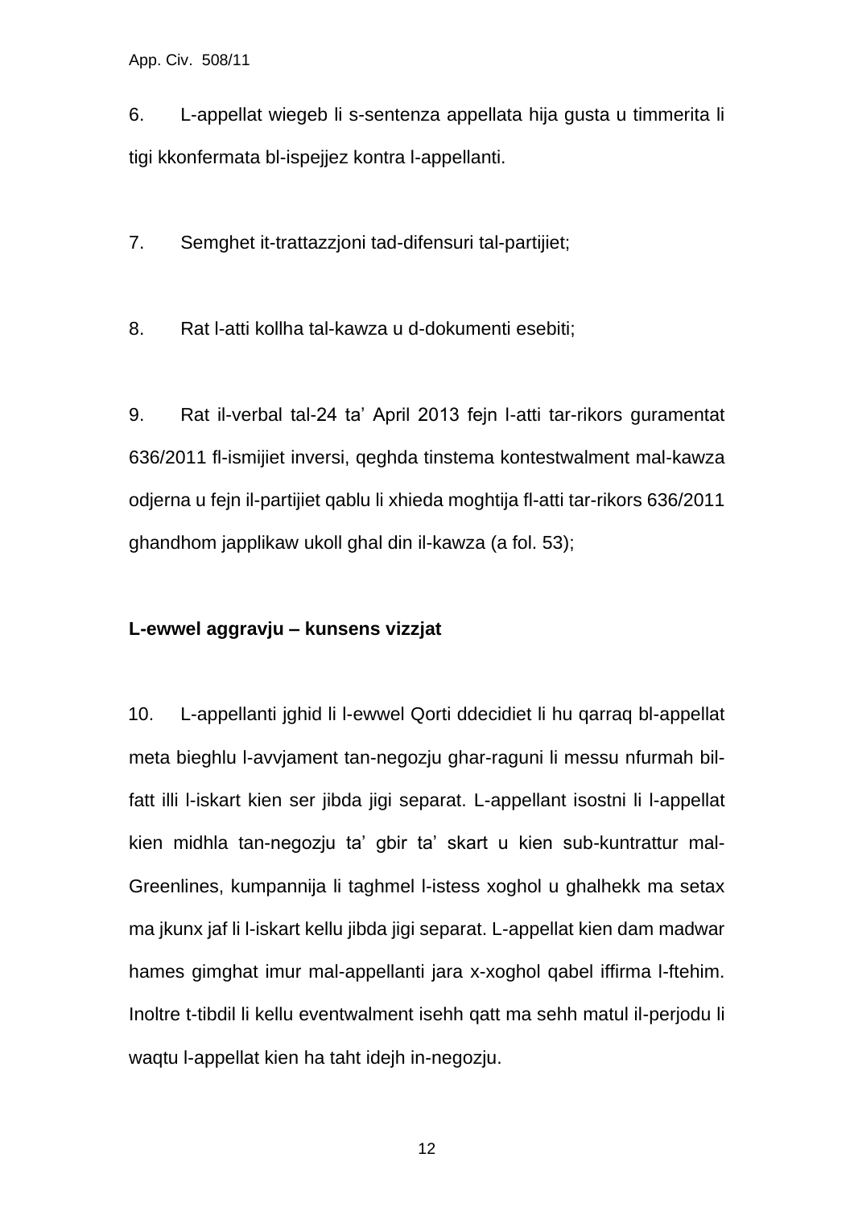6. L-appellat wiegeb li s-sentenza appellata hija gusta u timmerita li tigi kkonfermata bl-ispejjez kontra l-appellanti.

7. Semghet it-trattazzjoni tad-difensuri tal-partijiet;

8. Rat l-atti kollha tal-kawza u d-dokumenti esebiti;

9. Rat il-verbal tal-24 ta' April 2013 fejn l-atti tar-rikors guramentat 636/2011 fl-ismijiet inversi, qeghda tinstema kontestwalment mal-kawza odjerna u fejn il-partijiet qablu li xhieda moghtija fl-atti tar-rikors 636/2011 ghandhom japplikaw ukoll ghal din il-kawza (a fol. 53);

**L-ewwel aggravju – kunsens vizzjat**

10. L-appellanti jghid li l-ewwel Qorti ddecidiet li hu qarraq bl-appellat meta bieghlu l-avvjament tan-negozju ghar-raguni li messu nfurmah bil-fatt illi l-iskart kien ser jibda jigi separat. L-appellant isostni li l-appellat kien midhla tan-negozju ta' gbir ta' skart u kien sub-kuntrattur mal-Greenlines, kumpannija li taghmel l-istess xoghol u ghalhekk ma setax ma jkunx jaf li l-iskart kellu jibda jigi separat. L-appellat kien dam madwar hames gimghat imur mal-appellanti jara x-xoghol qabel iffirma l-ftehim. Inoltre t-tibdil li kellu eventwalment isehh qatt ma sehh matul il-perjodu li waqtu l-appellat kien ha taht idejh in-negozju.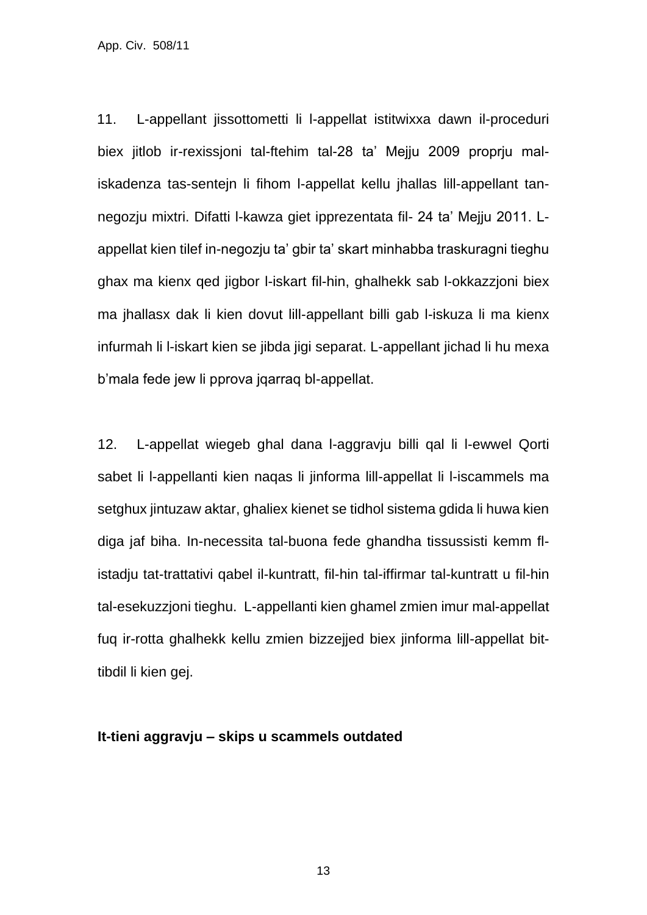11. L-appellant jissottometti li l-appellat istitwixxa dawn il-proceduri biex jitlob ir-rexissjoni tal-ftehim tal-28 ta' Mejju 2009 proprju mal-iskadenza tas-sentejn li fihom l-appellat kellu jhallas lill-appellant tan-negozju mixtri. Difatti l-kawza gietipprezentata fil- 24 ta' Mejju 2011. L-appellat kien tilef in-negozju ta' gbir ta' skart minhabba traskuragni tieghu ghax ma kienx qed jigbor l-iskart fil-hin, ghalhekk sab l-okkazzjoni biex ma jhallasx dak li kien dovut lill-appellant billi gab l-iskuza li ma kienx infurmah li l-iskart kien se jibda jigi separat. L-appellant jichad li hu mexa b'mala fede jew li pprova jqarraq bl-appellat.

12. L-appellat wiegeb ghal dana l-aggravju billi qal li l-ewwel Qorti sabet li l-appellanti kien naqas li jinforma lill-appellat li l-iscammels ma setghux jintuzaw aktar, ghaliex kienet se tidhol sistema gdida li huwa kien diga jaf biha. In-necessita tal-buona fede ghandha tissussisti kemm fl-istadju tat-trattativi qabel il-kuntratt, fil-hin tal-iffirmar tal-kuntratt u fil-hin tal-esekuzzjoni tieghu. L-appellanti kien ghamel zmien imur mal-appellat fuq ir-rotta ghalhekk kellu zmien bizzejjed biex jinforma lill-appellat bit-tibdil li kien gej.

**It-tieni aggravju – skips u scammels outdated**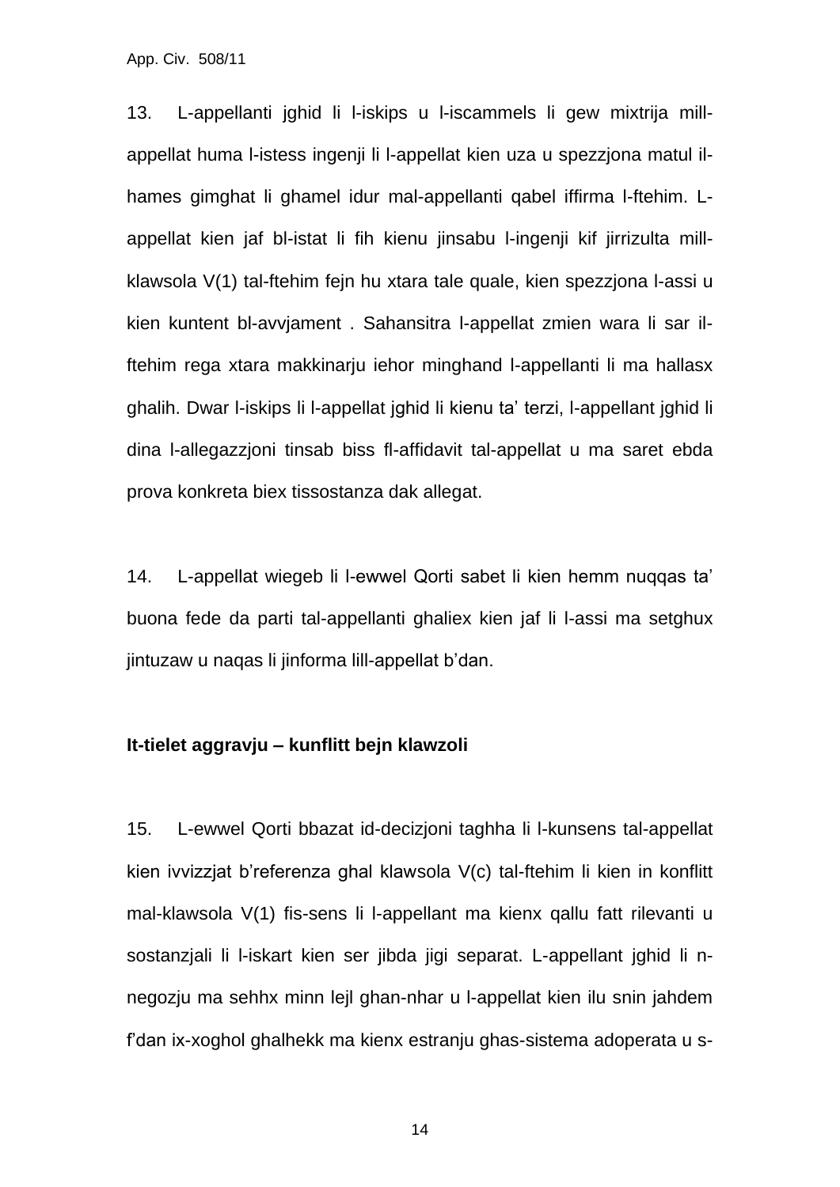13. L-appellanti jghid li l-iskips u l-iscammels li gew mixtrija mill-appellat huma l-istess ingenji li l-appellat kien uza u spezzjona matul il-hames gimghat li ghamel idur mal-appellanti qabel iffirma l-ftehim. L-appellat kien jaf bl-istat li fih kienu jinsabu l-ingenji kif jirrizulta mill-klawsola V(1) tal-ftehim fejn hu xtara tale quale, kien spezzjona l-assi u kien kuntent bl-avvjament . Sahansitra l-appellat zmien wara li sar il-ftehim rega xtara makkinarju iehor minghand l-appellanti li ma hallasx ghalih. Dwar l-iskips li l-appellat jghid li kienu ta' terzi, l-appellant jghid li dina l-allegazzjoni tinsab biss fl-affidavit tal-appellat u ma saret ebda prova konkreta biex tissostanza dak allegat.

14. L-appellat wiegeb li l-ewwel Qorti sabet li kien hemm nuqqas ta' buona fede da parti tal-appellanti ghaliex kien jaf li l-assi ma setghux jintuzaw u naqas li jinforma lill-appellat b'dan.

**It-tielet aggravju – kunflitt bejn klawzoli**

15. L-ewwel Qorti bbazat id-decizjoni taghha li l-kunsens tal-appellat kien ivvizzjat b'referenza ghal klawsola V(c) tal-ftehim li kien in konflitt mal-klawsola V(1) fis-sens li l-appellant ma kienx qallu fatt rilevanti u sostanzjali li l-iskart kien ser jibda jigi separat. L-appellant jghid li n-negozju ma sehhx minn lejl ghan-nhar u l-appellat kien ilu snin jahdem f'dan ix-xoghol ghalhekk ma kienx estranju ghas-sistema adoperata u s-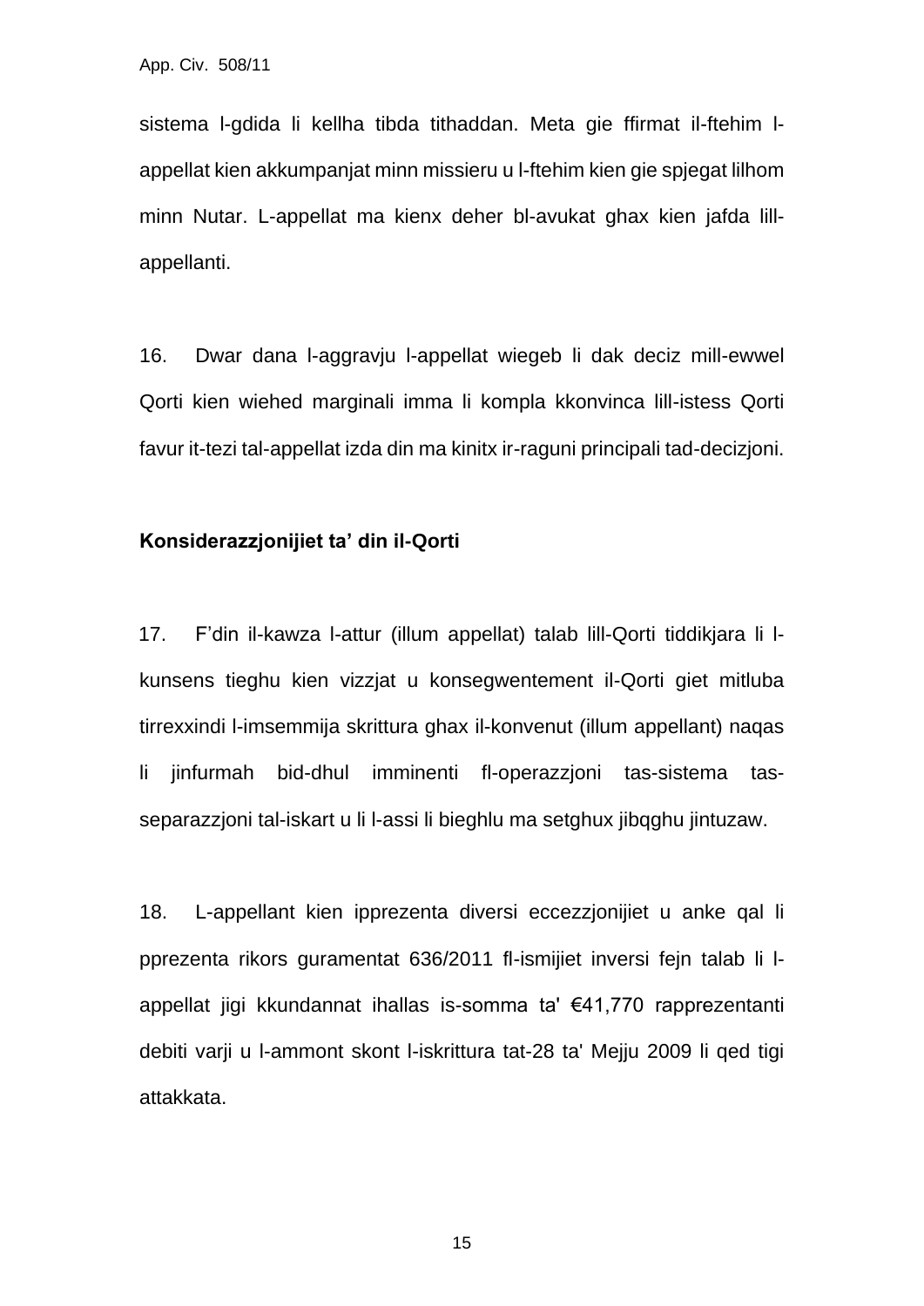sistema l-gdida li kellha tibda tithaddan. Meta gie ffirmat il-ftehim l-appellat kien akkumpanjat minn missieru u l-ftehim kien gie spjegat lilhom minn Nutar. L-appellat ma kienx deher bl-avukat ghax kien jafda lill-appellanti.

16. Dwar dana l-aggravju l-appellat wiegeb li dak deciz mill-ewwel Qorti kien wiehed marginali imma li kompla kkonvinca lill-istess Qorti favur it-tezi tal-appellat izda din ma kinitx ir-raguni principali tad-decizjoni.

**Konsiderazzjonijiet ta' din il-Qorti**

17. F'din il-kawza l-attur (illum appellat) talab lill-Qorti tiddikjara li l-kunsens tieghu kien vizzjat u konsegwentement il-Qorti giet mitluba tirrexxindi l-imsemmija skrittura ghax il-konvenut (illum appellant) naqas li jinfurmah bid-dhul imminenti fl-operazzjoni tas-sistema tas-separazzjoni tal-iskart u li l-assi li bieghlu ma setghux jibqghu jintuzaw.

18. L-appellant kien ipprezenta diversi eccezzjonijiet u anke qal li pprezenta rikors guramentat 636/2011 fl-ismijiet inversi fejn talab li l-appellat jigi kkundannat ihallas is-somma ta' €41,770 rapprezentanti debiti varji u l-ammont skont l-iskrittura tat-28 ta' Mejju 2009 li qed tigi attakkata.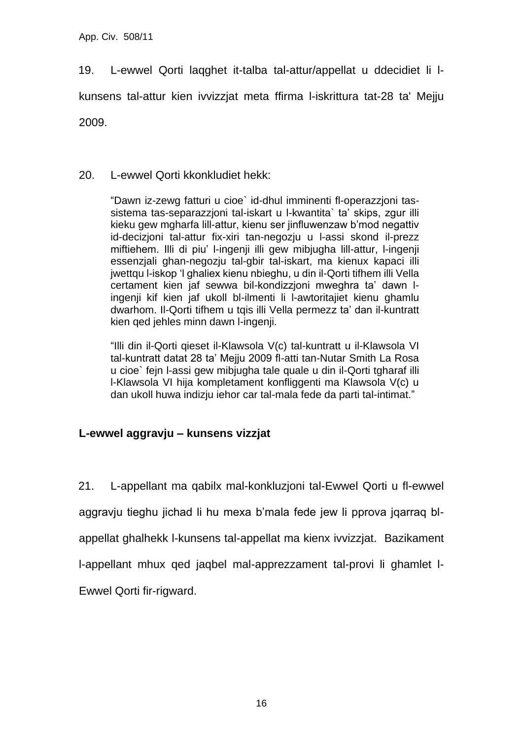19. L-ewwel Qorti laqghet it-talba tal-attur/appellat u ddecidiet li l-kunsens tal-attur kien ivvizzjat meta ffirma l-iskrittura tat-28 ta' Mejju 2009.

20. L-ewwel Qorti kkonkludiet hekk:

> "Dawn iz-zewg fatturi u cioe` id-dhul imminenti fl-operazzjoni tas-sistema tas-separazzjoni tal-iskart u l-kwantita` ta' skips, zgur illi kieku gew mgharfa lill-attur, kienu ser jinfluwenzaw b'mod negattiv id-decizjoni tal-attur fix-xiri tan-negozju u l-assi skond il-prezz miftiehem. Illi di piu' l-ingenji illi gew mibjugha lill-attur, l-ingenji essenzjali ghan-negozju tal-gbir tal-iskart, ma kienux kapaci illi jwettqu l-iskop 'l ghaliex kienu nbieghu, u din il-Qorti tifhem illi Vella certament kien jaf sewwa bil-kondizzjoni mweghra ta' dawn l-ingenji kif kien jaf ukoll bl-ilmenti li l-awtoritajiet kienu ghamlu dwarhom. Il-Qorti tifhem u tqis illi Vella permezz ta' dan il-kuntratt kien qed jehles minn dawn l-ingenji.
>
> "Illi din il-Qorti qieset il-Klawsola V(c) tal-kuntratt u il-Klawsola VI tal-kuntratt datat 28 ta' Mejju 2009 fl-atti tan-Nutar Smith La Rosa u cioe` fejn l-assi gew mibjugha tale quale u din il-Qorti tgharaf illi l-Klawsola VI hija kompletament konfliggenti ma Klawsola V(c) u dan ukoll huwa indizju iehor car tal-mala fede da parti tal-intimat."

**L-ewwel aggravju – kunsens vizzjat**

21. L-appellant ma qabilx mal-konkluzjoni tal-Ewwel Qorti u fl-ewwel aggravju tieghu jichad li hu mexa b'mala fede jew li pprova jqarraq bl-appellat ghalhekk l-kunsens tal-appellat ma kienx ivvizzjat. Bazikament l-appellant mhux qed jaqbel mal-apprezzament tal-provi li ghamlet l-Ewwel Qorti fir-rigward.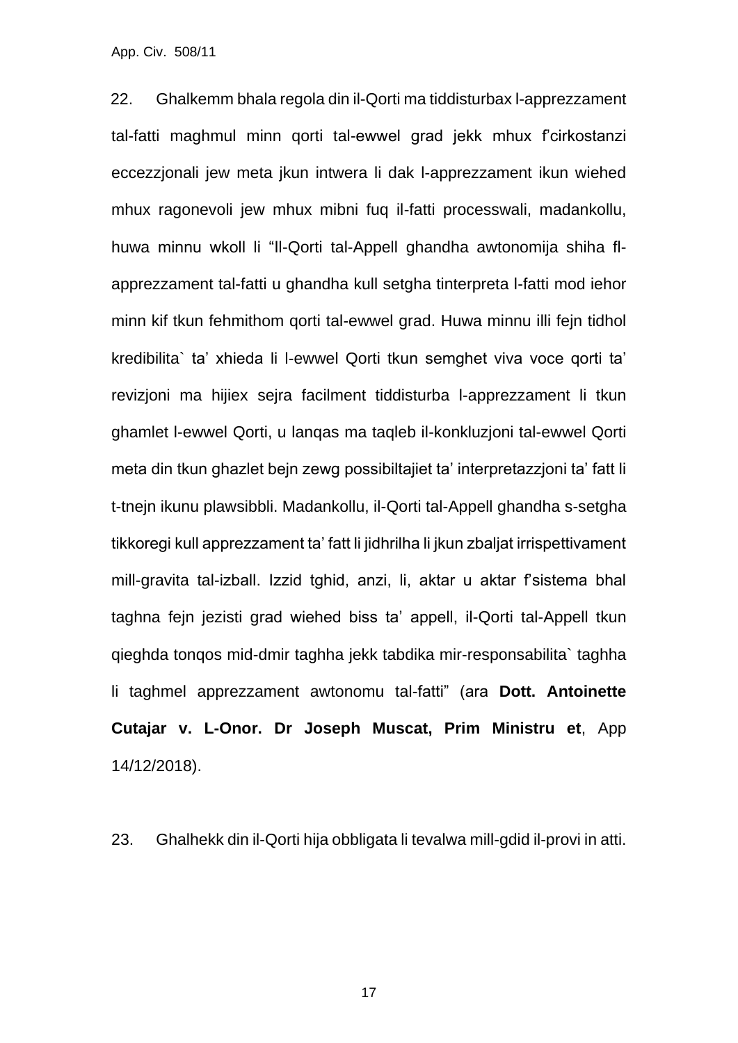22. Ghalkemm bhala regola din il-Qorti ma tiddisturbax l-apprezzament tal-fatti maghmul minn qorti tal-ewwel grad jekk mhux f'cirkostanzi eccezzjonali jew meta jkun intwera li dak l-apprezzament ikun wiehed mhux ragonevoli jew mhux mibni fuq il-fatti processwali, madankollu, huwa minnu wkoll li "Il-Qorti tal-Appell ghandha awtonomija shiha fl-apprezzament tal-fatti u ghandha kull setgha tinterpreta l-fatti mod iehor minn kif tkun fehmithom qorti tal-ewwel grad. Huwa minnu illi fejn tidhol kredibilita` ta' xhieda li l-ewwel Qorti tkun semghet viva voce qorti ta' revizjoni ma hijiex sejra facilment tiddisturba l-apprezzament li tkun ghamlet l-ewwel Qorti, u lanqas ma taqleb il-konkluzjoni tal-ewwel Qorti meta din tkun ghazlet bejn zewg possibiltajiet ta' interpretazzjoni ta' fatt li t-tnejn ikunu plawsibbli. Madankollu, il-Qorti tal-Appell ghandha s-setgha tikkoregi kull apprezzament ta' fatt li jidhrilha li jkun zbaljat irrispettivament mill-gravita tal-izball. Izzid tghid, anzi, li, aktar u aktar f'sistema bhal taghna fejn jezisti grad wiehed biss ta' appell, il-Qorti tal-Appell tkun qieghda tonqos mid-dmir taghha jekk tabdika mir-responsabilita` taghha li taghmel apprezzament awtonomu tal-fatti" (ara **Dott. Antoinette Cutajar v. L-Onor. Dr Joseph Muscat, Prim Ministru et**, App 14/12/2018).

23. Ghalhekk din il-Qorti hija obbligata li tevalwa mill-gdid il-provi in atti.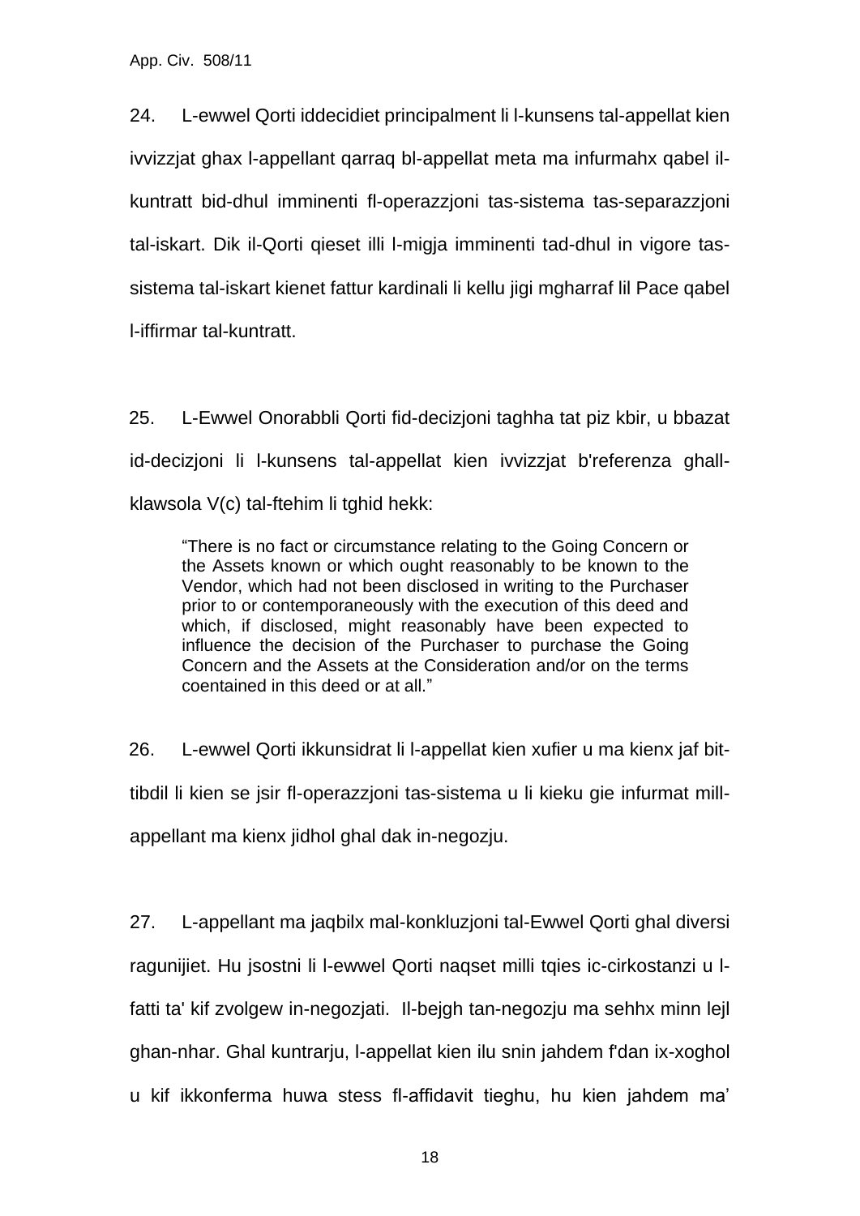24. L-ewwel Qorti iddecidiet principalment li l-kunsens tal-appellat kien ivvizzjat ghax l-appellant qarraq bl-appellat meta ma infurmahx qabel il-kuntratt bid-dhul imminenti fl-operazzjoni tas-sistema tas-separazzjoni tal-iskart. Dik il-Qorti qieset illi l-migja imminenti tad-dhul in vigore tas-sistema tal-iskart kienet fattur kardinali li kellu jigi mgharraf lil Pace qabel l-iffirmar tal-kuntratt.

25. L-Ewwel Onorabbli Qorti fid-decizjoni taghha tat piz kbir, u bbazat id-decizjoni li l-kunsens tal-appellat kien ivvizzjat b'referenza ghall-klawsola V(c) tal-ftehim li tghid hekk:

> "There is no fact or circumstance relating to the Going Concern or the Assets known or which ought reasonably to be known to the Vendor, which had not been disclosed in writing to the Purchaser prior to or contemporaneously with the execution of this deed and which, if disclosed, might reasonably have been expected to influence the decision of the Purchaser to purchase the Going Concern and the Assets at the Consideration and/or on the terms coentained in this deed or at all."

26. L-ewwel Qorti ikkunsidrat li l-appellat kien xufier u ma kienx jaf bit-tibdil li kien se jsir fl-operazzjoni tas-sistema u li kieku gie infurmat mill-appellant ma kienx jidhol ghal dak in-negozju.

27. L-appellant ma jaqbilx mal-konkluzjoni tal-Ewwel Qorti ghal diversi ragunijiet. Hu jsostni li l-ewwel Qorti naqset milli tqies ic-cirkostanzi u l-fatti ta' kif zvolgew in-negozjati. Il-bejgh tan-negozju ma sehhx minn lejl ghan-nhar. Ghal kuntrarju, l-appellat kien ilu snin jahdem f'dan ix-xoghol u kif ikkonferma huwa stess fl-affidavit tieghu, hu kien jahdem ma'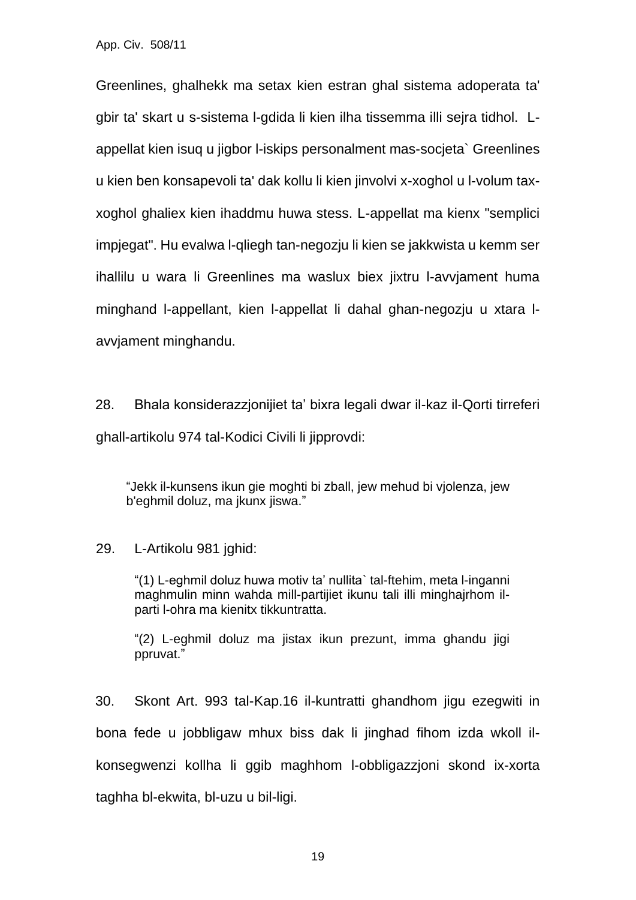Greenlines, ghalhekk ma setax kien estran ghal sistema adoperata ta' gbir ta' skart u s-sistema l-gdida li kien ilha tissemma illi sejra tidhol. L-appellat kien isuq u jigbor l-iskips personalment mas-socjeta` Greenlines u kien ben konsapevoli ta' dak kollu li kien jinvolvi x-xoghol u l-volum tax-xoghol ghaliex kien ihaddmu huwa stess. L-appellat ma kienx "semplici impjegat". Hu evalwa l-qliegh tan-negozju li kien se jakkwista u kemm ser ihallilu u wara li Greenlines ma waslux biex jixtru l-avvjament huma minghand l-appellant, kien l-appellat li dahal ghan-negozju u xtara l-avvjament minghandu.

28. Bhala konsiderazzjonijiet ta' bixra legali dwar il-kaz il-Qorti tirreferi ghall-artikolu 974 tal-Kodici Civili li jipprovdi:

> "Jekk il-kunsens ikun gie moghti bi zball, jew mehud bi vjolenza, jew b'eghmil doluz, ma jkunx jiswa."

29. L-Artikolu 981 jghid:

> "(1) L-eghmil doluz huwa motiv ta' nullita` tal-ftehim, meta l-inganni maghmulin minn wahda mill-partijiet ikunu tali illi minghajrhom il-parti l-ohra ma kienitx tikkuntratta.
>
> "(2) L-eghmil doluz ma jistax ikun prezunt, imma ghandu jigi ppruvat."

30. Skont Art. 993 tal-Kap.16 il-kuntratti ghandhom jigu ezegwiti in bona fede u jobbligaw mhux biss dak li jinghad fihom izda wkoll il-konsegwenzi kollha li ggib maghhom l-obbligazzjoni skond ix-xorta taghha bl-ekwita, bl-uzu u bil-ligi.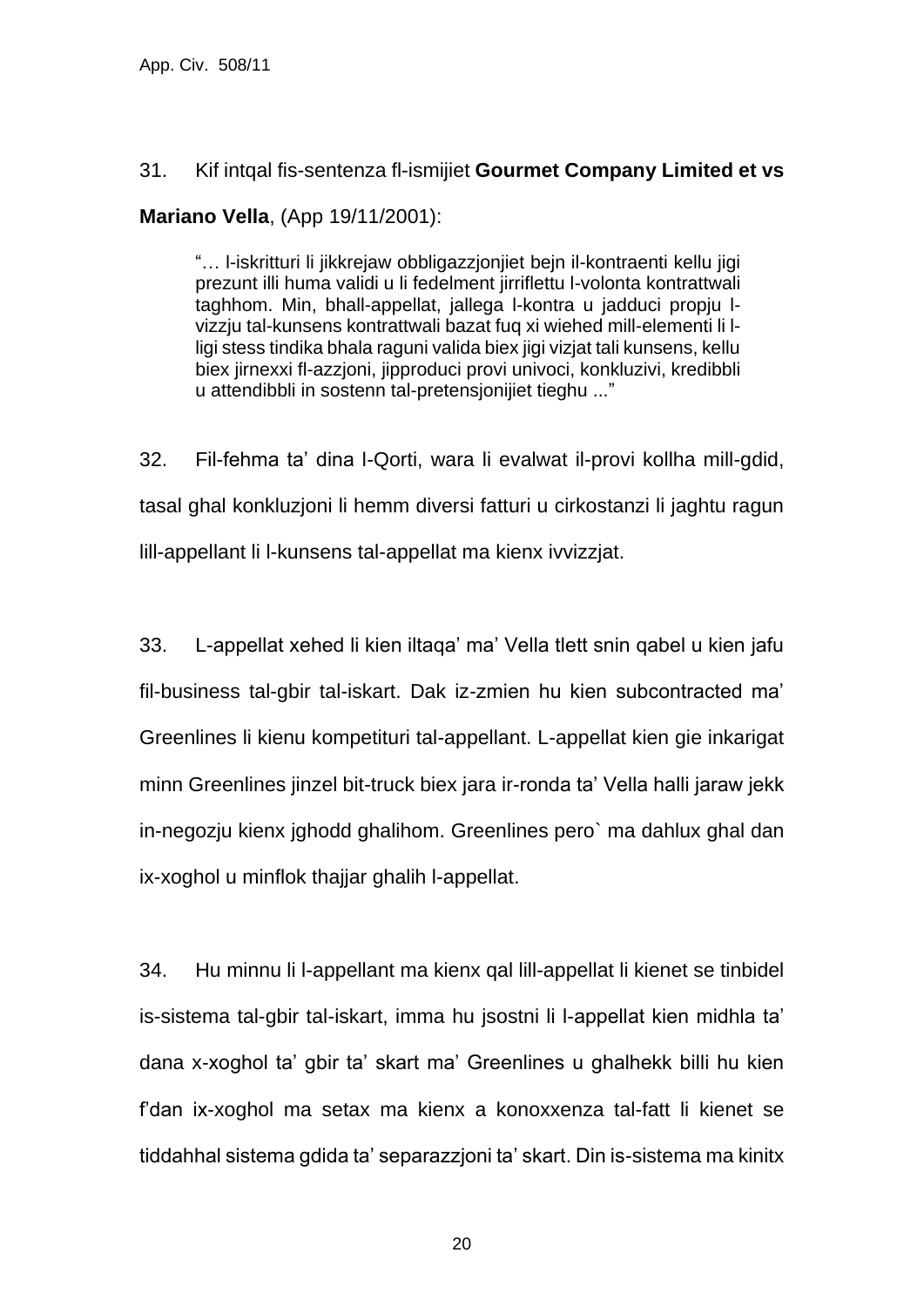31. Kif intqal fis-sentenza fl-ismijiet **Gourmet Company Limited et vs Mariano Vella**, (App 19/11/2001):

> "… l-iskritturi li jikkrejaw obbligazzjonijiet bejn il-kontraenti kellu jigi prezunt illi huma validi u li fedelment jirriflettu l-volonta kontrattwali taghhom. Min, bhall-appellat, jallega l-kontra u jadduci propju l-vizzju tal-kunsens kontrattwali bazat fuq xi wiehed mill-elementi li l-ligi stess tindika bhala raguni valida biex jigi vizjat tali kunsens, kellu biex jirnexxi fl-azzjoni, jipproduci provi univoci, konkluzivi, kredibbli u attendibbli in sostenn tal-pretensjonijiet tieghu ..."

32. Fil-fehma ta' dina l-Qorti, wara li evalwat il-provi kollha mill-gdid, tasal ghal konkluzjoni li hemm diversi fatturi u cirkostanzi li jaghtu ragun lill-appellant li l-kunsens tal-appellat ma kienx ivvizzjat.

33. L-appellat xehed li kien iltaqa' ma' Vella tlett snin qabel u kien jafu fil-business tal-gbir tal-iskart. Dak iz-zmien hu kien subcontracted ma' Greenlines li kienu kompetituri tal-appellant. L-appellat kien gie inkarigat minn Greenlines jinzel bit-truck biex jara ir-ronda ta' Vella halli jaraw jekk in-negozju kienx jghodd ghalihom. Greenlines pero` ma dahlux ghal dan ix-xoghol u minflok thajjar ghalih l-appellat.

34. Hu minnu li l-appellant ma kienx qal lill-appellat li kienet se tinbidel is-sistema tal-gbir tal-iskart, imma hu jsostni li l-appellat kien midhla ta' dana x-xoghol ta' gbir ta' skart ma' Greenlines u ghalhekk billi hu kien f'dan ix-xoghol ma setax ma kienx a konoxxenza tal-fatt li kienet se tiddahhal sistema gdida ta' separazzjoni ta' skart. Din is-sistema ma kinitx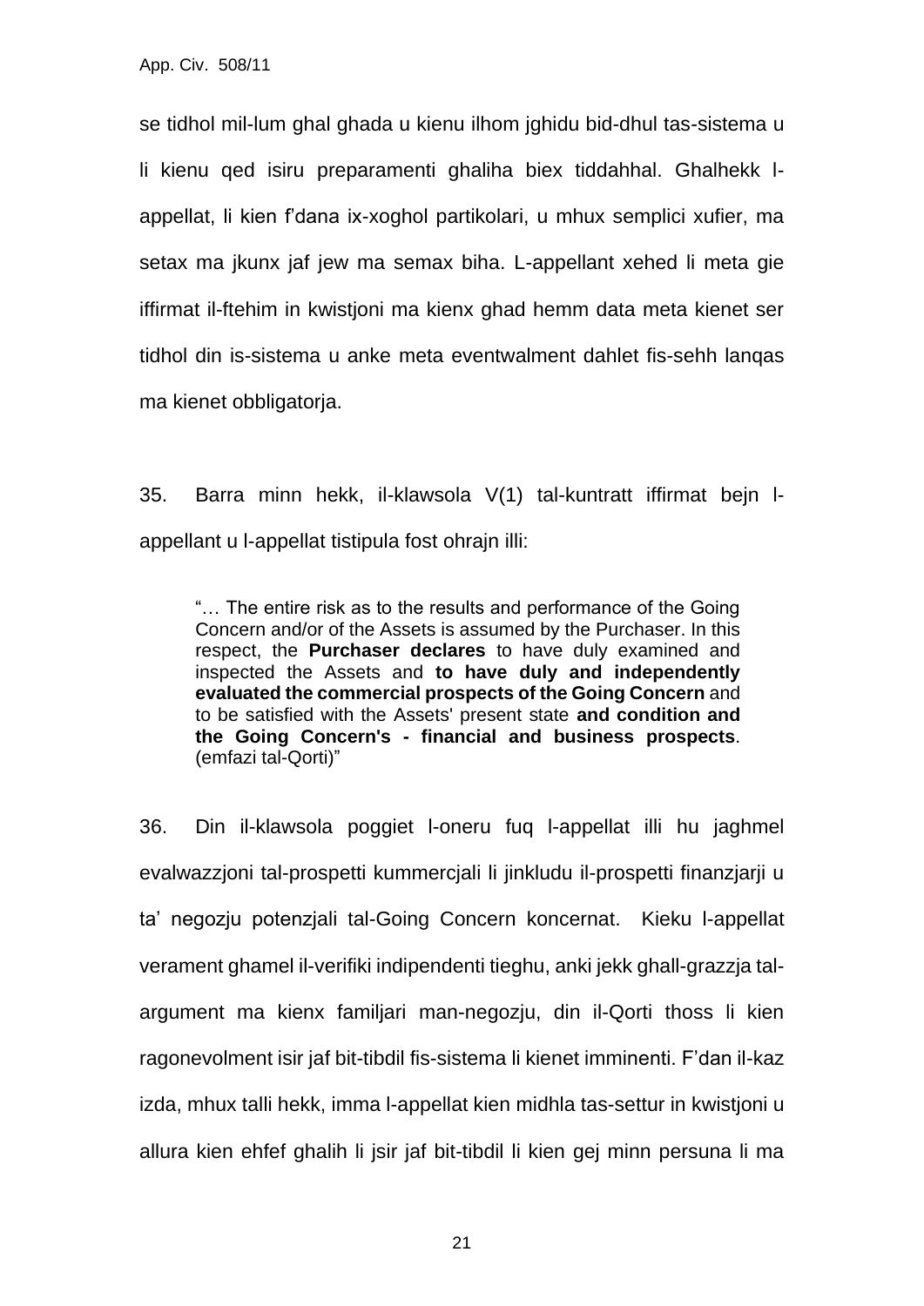se tidhol mil-lum ghal ghada u kienu ilhom jghidu bid-dhul tas-sistema u li kienu qed isiru preparamenti ghaliha biex tiddahhal. Ghalhekk l-appellat, li kien f'dana ix-xoghol partikolari, u mhux semplici xufier, ma setax ma jkunx jaf jew ma semax biha. L-appellant xehed li meta gie iffirmat il-ftehim in kwistjoni ma kienx ghad hemm data meta kienet ser tidhol din is-sistema u anke meta eventwalment dahlet fis-sehh lanqas ma kienet obbligatorja.

35. Barra minn hekk, il-klawsola V(1) tal-kuntratt iffirmat bejn l-appellant u l-appellat tistipula fost ohrajn illi:

> "… The entire risk as to the results and performance of the Going Concern and/or of the Assets is assumed by the Purchaser. In this respect, the **Purchaser declares** to have duly examined and inspected the Assets and **to have duly and independently evaluated the commercial prospects of the Going Concern** and to be satisfied with the Assets' present state **and condition and the Going Concern's - financial and business prospects**. (emfazi tal-Qorti)"

36. Din il-klawsola poggiet l-oneru fuq l-appellat illi hu jaghmel evalwazzjoni tal-prospetti kummercjali li jinkludu il-prospetti finanzjarji u ta' negozju potenzjali tal-Going Concern koncernat. Kieku l-appellat verament ghamel il-verifiki indipendenti tieghu, anki jekk ghall-grazzja tal-argument ma kienx familjari man-negozju, din il-Qorti thoss li kien ragonevolment isir jaf bit-tibdil fis-sistema li kienet imminenti. F'dan il-kaz izda, mhux talli hekk, imma l-appellat kien midhla tas-settur in kwistjoni u allura kien ehfef ghalih li jsir jaf bit-tibdil li kien gej minn persuna li ma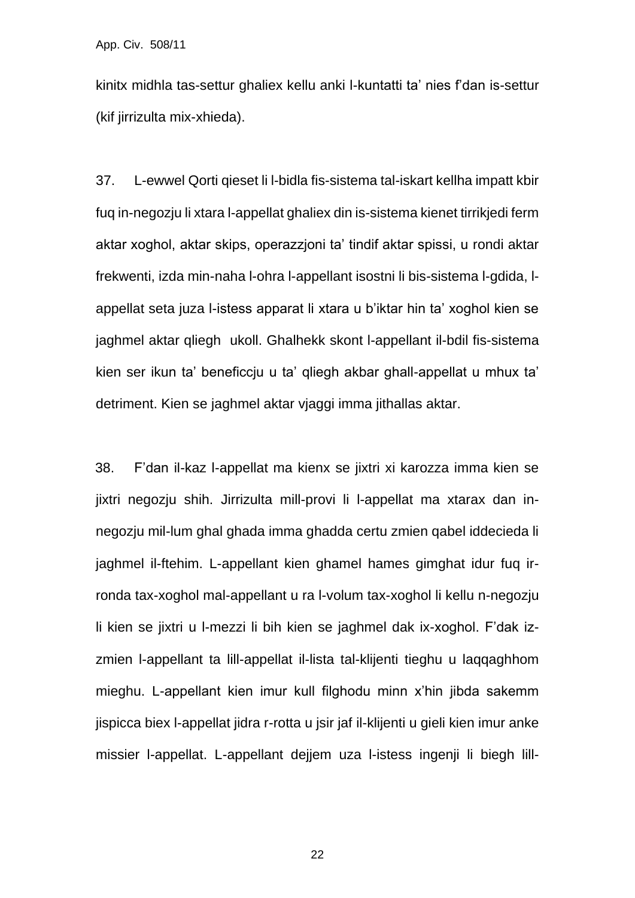kinitx midhla tas-settur ghaliex kellu anki l-kuntatti ta' nies f'dan is-settur (kif jirrizulta mix-xhieda).

37. L-ewwel Qorti qieset li l-bidla fis-sistema tal-iskart kellha impatt kbir fuq in-negozju li xtara l-appellat ghaliex din is-sistema kienet tirrikjedi ferm aktar xoghol, aktar skips, operazzjoni ta' tindif aktar spissi, u rondi aktar frekwenti, izda min-naha l-ohra l-appellant isostni li bis-sistema l-gdida, l-appellat seta juza l-istess apparat li xtara u b'iktar hin ta' xoghol kien se jaghmel aktar qliegh ukoll. Ghalhekk skont l-appellant il-bdil fis-sistema kien ser ikun ta' beneficcju u ta' qliegh akbar ghall-appellat u mhux ta' detriment. Kien se jaghmel aktar vjaggi imma jithallas aktar.

38. F'dan il-kaz l-appellat ma kienx se jixtri xi karozza imma kien se jixtri negozju shih. Jirrizulta mill-provi li l-appellat ma xtarax dan in-negozju mil-lum ghal ghada imma ghadda certu zmien qabel iddecieda li jaghmel il-ftehim. L-appellant kien ghamel hames gimghat idur fuq ir-ronda tax-xoghol mal-appellant u ra l-volum tax-xoghol li kellu n-negozju li kien se jixtri u l-mezzi li bih kien se jaghmel dak ix-xoghol. F'dak iz-zmien l-appellant ta lill-appellat il-lista tal-klijenti tieghu u laqqaghhom mieghu. L-appellant kien imur kull filghodu minn x'hin jibda sakemm jispicca biex l-appellat jidra r-rotta u jsir jaf il-klijenti u gieli kien imur anke missier l-appellat. L-appellant dejjem uza l-istess ingenji li biegh lill-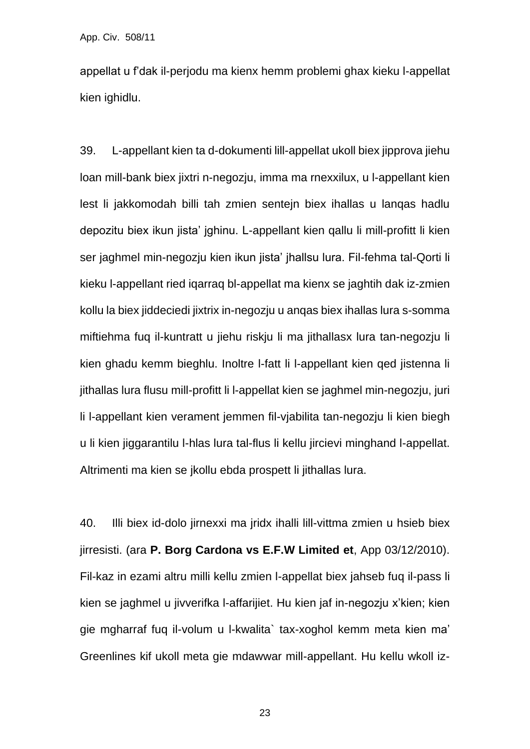appellat u f'dak il-perjodu ma kienx hemm problemi ghax kieku l-appellat kien ighidlu.

39. L-appellant kien ta d-dokumenti lill-appellat ukoll biex jipprova jiehu loan mill-bank biex jixtri n-negozju, imma ma rnexxilux, u l-appellant kien lest li jakkomodah billi tah zmien sentejn biex ihallas u lanqas hadlu depozitu biex ikun jista' jghinu. L-appellant kien qallu li mill-profitt li kien ser jaghmel min-negozju kien ikun jista' jhallsu lura. Fil-fehma tal-Qorti li kieku l-appellant ried iqarraq bl-appellat ma kienx se jaghtih dak iz-zmien kollu la biex jiddeciedi jixtrix in-negozju u anqas biex ihallas lura s-somma miftiehma fuq il-kuntratt u jiehu riskju li ma jithallasx lura tan-negozju li kien ghadu kemm bieghlu. Inoltre l-fatt li l-appellant kien qed jistenna li jithallas lura flusu mill-profitt li l-appellat kien se jaghmel min-negozju, juri li l-appellant kien verament jemmen fil-vjabilita tan-negozju li kien biegh u li kien jiggarantilu l-hlas lura tal-flus li kellu jircievi minghand l-appellat. Altrimenti ma kien se jkollu ebda prospett li jithallas lura.

40. Illi biex id-dolo jirnexxi ma jridx ihalli lill-vittma zmien u hsieb biex jirresisti. (ara **P. Borg Cardona vs E.F.W Limited et**, App 03/12/2010). Fil-kaz in ezami altru milli kellu zmien l-appellat biex jahseb fuq il-pass li kien se jaghmel u jivverifka l-affarijiet. Hu kien jaf in-negozju x'kien; kien gie mgharraf fuq il-volum u l-kwalita` tax-xoghol kemm meta kien ma' Greenlines kif ukoll meta gie mdawwar mill-appellant. Hu kellu wkoll iz-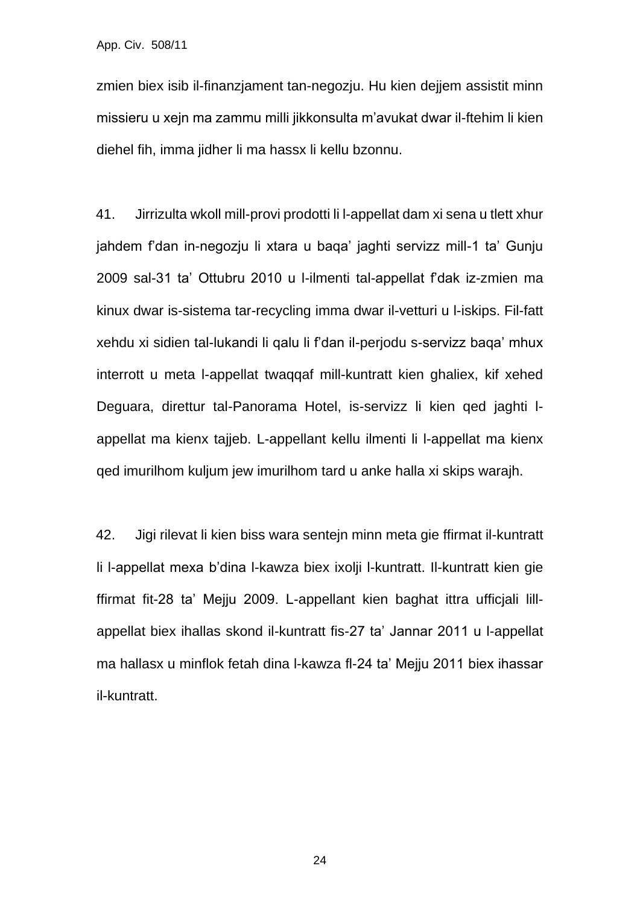zmien biex isib il-finanzjament tan-negozju. Hu kien dejjem assistit minn missieru u xejn ma zammu milli jikkonsulta m'avukat dwar il-ftehim li kien diehel fih, imma jidher li ma hassx li kellu bzonnu.

41. Jirrizulta wkoll mill-provi prodotti li l-appellat dam xi sena u tlett xhur jahdem f'dan in-negozju li xtara u baqa' jaghti servizz mill-1 ta' Gunju 2009 sal-31 ta' Ottubru 2010 u l-ilmenti tal-appellat f'dak iz-zmien ma kinux dwar is-sistema tar-recycling imma dwar il-vetturi u l-iskips. Fil-fatt xehdu xi sidien tal-lukandi li qalu li f'dan il-perjodu s-servizz baqa' mhux interrott u meta l-appellat twaqqaf mill-kuntratt kien ghaliex, kif xehed Deguara, direttur tal-Panorama Hotel, is-servizz li kien qed jaghti l-appellat ma kienx tajjeb. L-appellant kellu ilmenti li l-appellat ma kienx qed imurilhom kuljum jew imurilhom tard u anke halla xi skips warajh.

42. Jigi rilevat li kien biss wara sentejn minn meta gie ffirmat il-kuntratt li l-appellat mexa b'dina l-kawza biex ixolji l-kuntratt. Il-kuntratt kien gie ffirmat fit-28 ta' Mejju 2009. L-appellant kien baghat ittra ufficjali lill-appellat biex ihallas skond il-kuntratt fis-27 ta' Jannar 2011 u l-appellat ma hallasx u minflok fetah dina l-kawza fl-24 ta' Mejju 2011 biex ihassar il-kuntratt.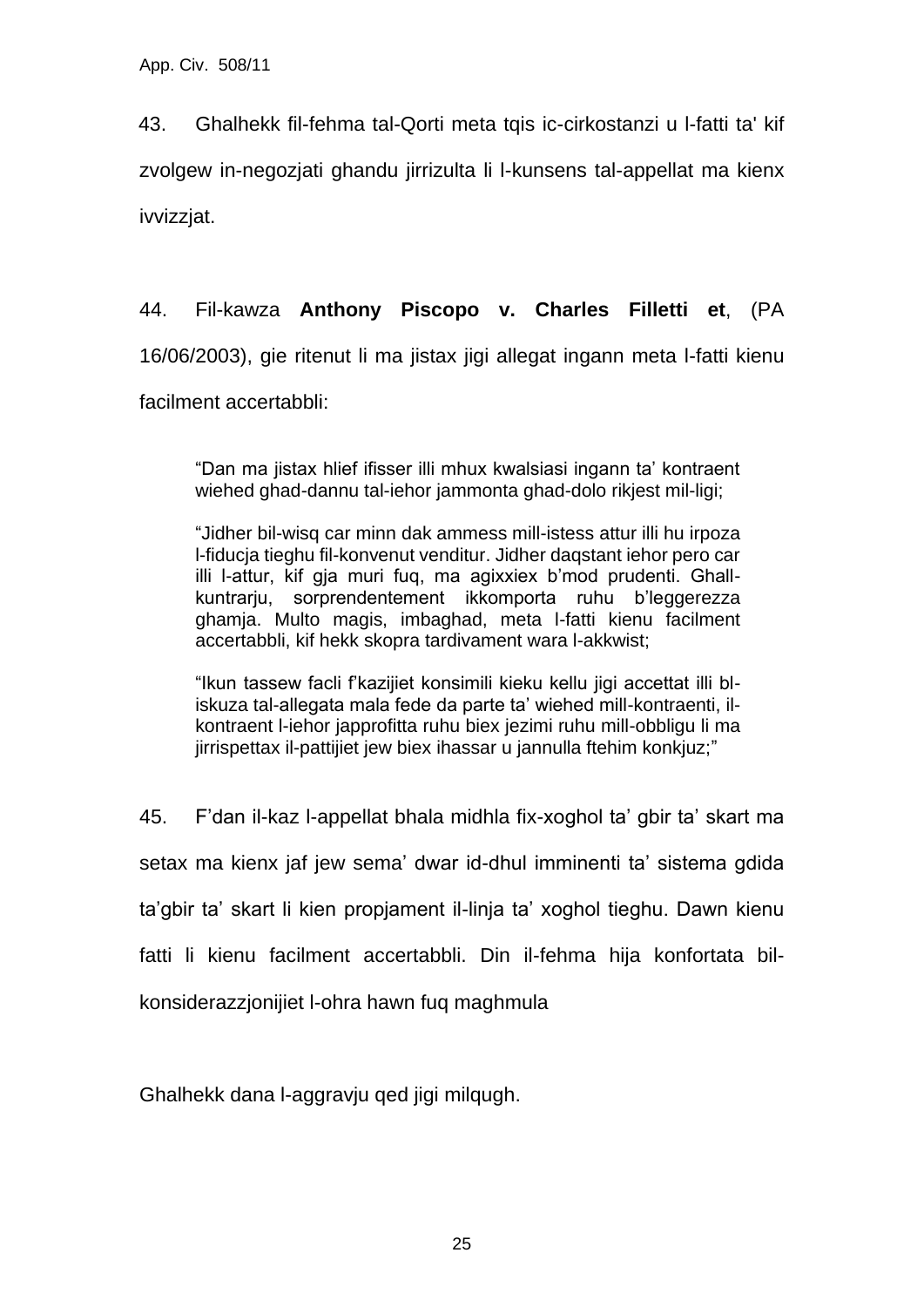43. Ghalhekk fil-fehma tal-Qorti meta tqis ic-cirkostanzi u l-fatti ta' kif zvolgew in-negozjati ghandu jirrizulta li l-kunsens tal-appellat ma kienx ivvizzjat.

44. Fil-kawza **Anthony Piscopo v. Charles Filletti et**, (PA 16/06/2003), gie ritenut li ma jistax jigi allegat ingann meta l-fatti kienu facilment accertabbli:

> "Dan ma jistax hlief ifisser illi mhux kwalsiasi ingann ta' kontraent wiehed ghad-dannu tal-iehor jammonta ghad-dolo rikjest mil-ligi;
>
> "Jidher bil-wisq car minn dak ammess mill-istess attur illi hu irpoza l-fiducja tieghu fil-konvenut venditur. Jidher daqstant iehor pero car illi l-attur, kif gja muri fuq, ma agixxiex b'mod prudenti. Ghall-kuntrarju, sorprendentement ikkomporta ruhu b'leggerezza ghamja. Multo magis, imbaghad, meta l-fatti kienu facilment accertabbli, kif hekk skopra tardivament wara l-akkwist;
>
> "Ikun tassew facli f'kazijiet konsimili kieku kellu jigi accettat illi bl-iskuza tal-allegata mala fede da parte ta' wiehed mill-kontraenti, il-kontraent l-iehor japprofitta ruhu biex jezimi ruhu mill-obbligu li ma jirrispettax il-pattijiet jew biex ihassar u jannulla ftehim konkjuz;"

45. F'dan il-kaz l-appellat bhala midhla fix-xoghol ta' gbir ta' skart ma setax ma kienx jaf jew sema' dwar id-dhul imminenti ta' sistema gdida ta'gbir ta' skart li kien propjament il-linja ta' xoghol tieghu. Dawn kienu fatti li kienu facilment accertabbli. Din il-fehma hija konfortata bil-konsiderazzjonijiet l-ohra hawn fuq maghmula

Ghalhekk dana l-aggravju qed jigi milqugh.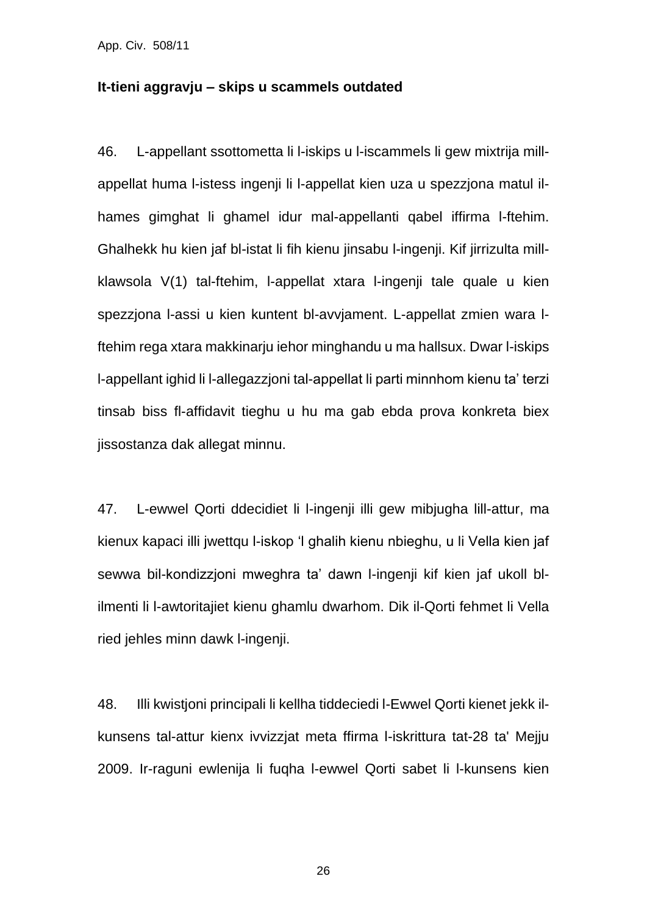**It-tieni aggravju – skips u scammels outdated**

46. L-appellant ssottometta li l-iskips u l-iscammels li gew mixtrija mill-appellat huma l-istess ingenji li l-appellat kien uza u spezzjona matul il-hames gimghat li ghamel idur mal-appellanti qabel iffirma l-ftehim. Ghalhekk hu kien jaf bl-istat li fih kienu jinsabu l-ingenji. Kif jirrizulta mill-klawsola V(1) tal-ftehim, l-appellat xtara l-ingenji tale quale u kien spezzjona l-assi u kien kuntent bl-avvjament. L-appellat zmien wara l-ftehim rega xtara makkinarju iehor minghandu u ma hallsux. Dwar l-iskips l-appellant ighid li l-allegazzjoni tal-appellat li parti minnhom kienu ta' terzi tinsab biss fl-affidavit tieghu u hu ma gab ebda prova konkreta biex jissostanza dak allegat minnu.

47. L-ewwel Qorti ddecidiet li l-ingenji illi gew mibjugha lill-attur, ma kienux kapaci illi jwettqu l-iskop 'l ghalih kienu nbieghu, u li Vella kien jaf sewwa bil-kondizzjoni mweghra ta' dawn l-ingenji kif kien jaf ukoll bl-ilmenti li l-awtoritajiet kienu ghamlu dwarhom. Dik il-Qorti fehmet li Vella ried jehles minn dawk l-ingenji.

48. Illi kwistjoni principali li kellha tiddeciedi l-Ewwel Qorti kienet jekk il-kunsens tal-attur kienx ivvizzjat meta ffirma l-iskrittura tat-28 ta' Mejju 2009. Ir-raguni ewlenija li fuqha l-ewwel Qorti sabet li l-kunsens kien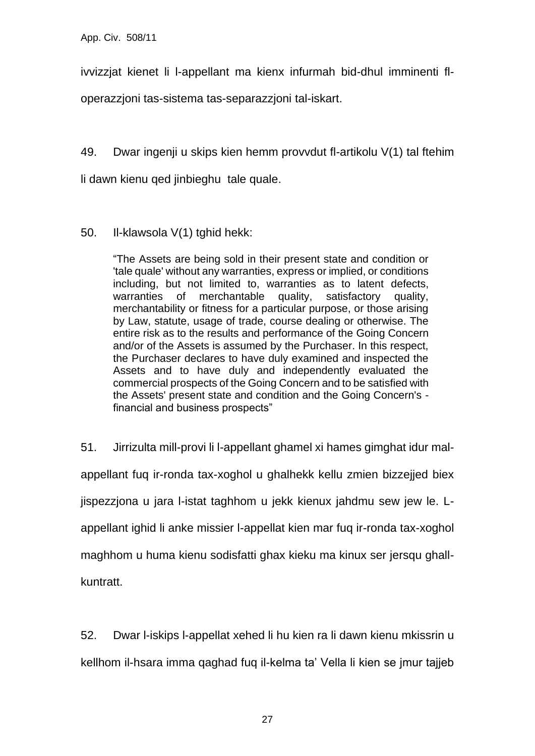ivvizzjat kienet li l-appellant ma kienx infurmah bid-dhul imminenti fl-operazzjoni tas-sistema tas-separazzjoni tal-iskart.

49. Dwar ingenji u skips kien hemm provvdut fl-artikolu V(1) tal ftehim li dawn kienu qed jinbieghu tale quale.

50. Il-klawsola V(1) tghid hekk:

> "The Assets are being sold in their present state and condition or 'tale quale' without any warranties, express or implied, or conditions including, but not limited to, warranties as to latent defects, warranties of merchantable quality, satisfactory quality, merchantability or fitness for a particular purpose, or those arising by Law, statute, usage of trade, course dealing or otherwise. The entire risk as to the results and performance of the Going Concern and/or of the Assets is assumed by the Purchaser. In this respect, the Purchaser declares to have duly examined and inspected the Assets and to have duly and independently evaluated the commercial prospects of the Going Concern and to be satisfied with the Assets' present state and condition and the Going Concern's - financial and business prospects"

51. Jirrizulta mill-provi li l-appellant ghamel xi hames gimghat idur mal-appellant fuq ir-ronda tax-xoghol u ghalhekk kellu zmien bizzejjed biex jispezzjona u jara l-istat taghhom u jekk kienux jahdmu sew jew le. L-appellant ighid li anke missier l-appellat kien mar fuq ir-ronda tax-xoghol maghhom u huma kienu sodisfatti ghax kieku ma kinux ser jersqu ghall-kuntratt.

52. Dwar l-iskips l-appellat xehed li hu kien ra li dawn kienu mkissrin u kellhom il-hsara imma qaghad fuq il-kelma ta' Vella li kien se jmur tajjeb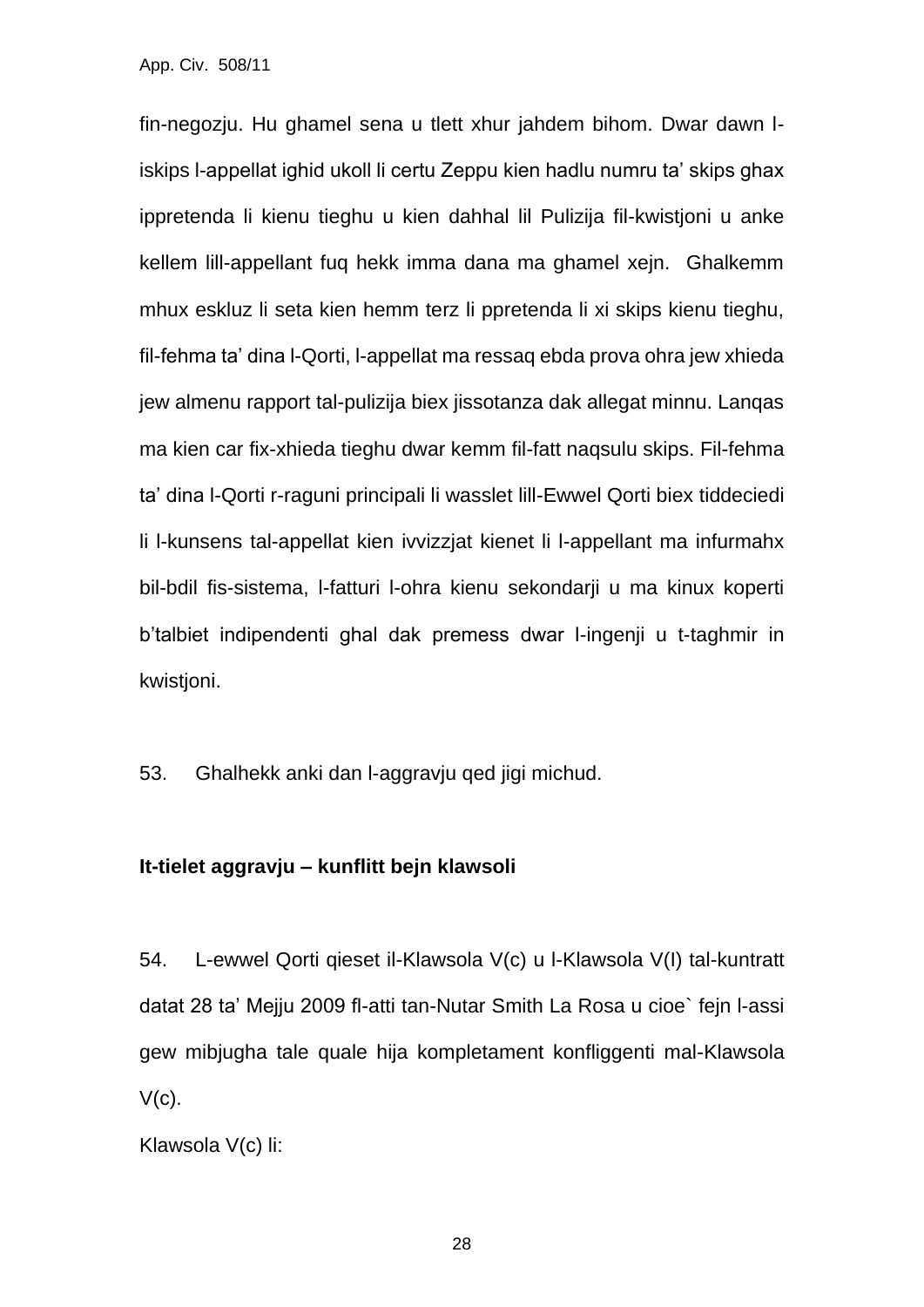fin-negozju. Hu ghamel sena u tlett xhur jahdem bihom. Dwar dawn l-iskips l-appellat ighid ukoll li certu Zeppu kien hadlu numru ta' skips ghax ippretenda li kienu tieghu u kien dahhal lil Pulizija fil-kwistjoni u anke kellem lill-appellant fuq hekk imma dana ma ghamel xejn. Ghalkemm mhux eskluz li seta kien hemm terz li ppretenda li xi skips kienu tieghu, fil-fehma ta' dina l-Qorti, l-appellat ma ressaq ebda prova ohra jew xhieda jew almenu rapport tal-pulizija biex jissotanza dak allegat minnu. Lanqas ma kien car fix-xhieda tieghu dwar kemm fil-fatt naqsulu skips. Fil-fehma ta' dina l-Qorti r-raguni principali li wasslet lill-Ewwel Qorti biex tiddeciedi li l-kunsens tal-appellat kien ivvizzjat kienet li l-appellant ma infurmahx bil-bdil fis-sistema, l-fatturi l-ohra kienu sekondarji u ma kinux koperti b'talbiet indipendenti ghal dak premess dwar l-ingenji u t-taghmir in kwistjoni.

53. Ghalhekk anki dan l-aggravju qed jigi michud.

**It-tielet aggravju – kunflitt bejn klawsoli**

54. L-ewwel Qorti qieset il-Klawsola V(c) u l-Klawsola V(l) tal-kuntratt datat 28 ta' Mejju 2009 fl-atti tan-Nutar Smith La Rosa u cioe` fejn l-assi gew mibjugha tale quale hija kompletament konfliggenti mal-Klawsola V(c).

Klawsola V(c) li: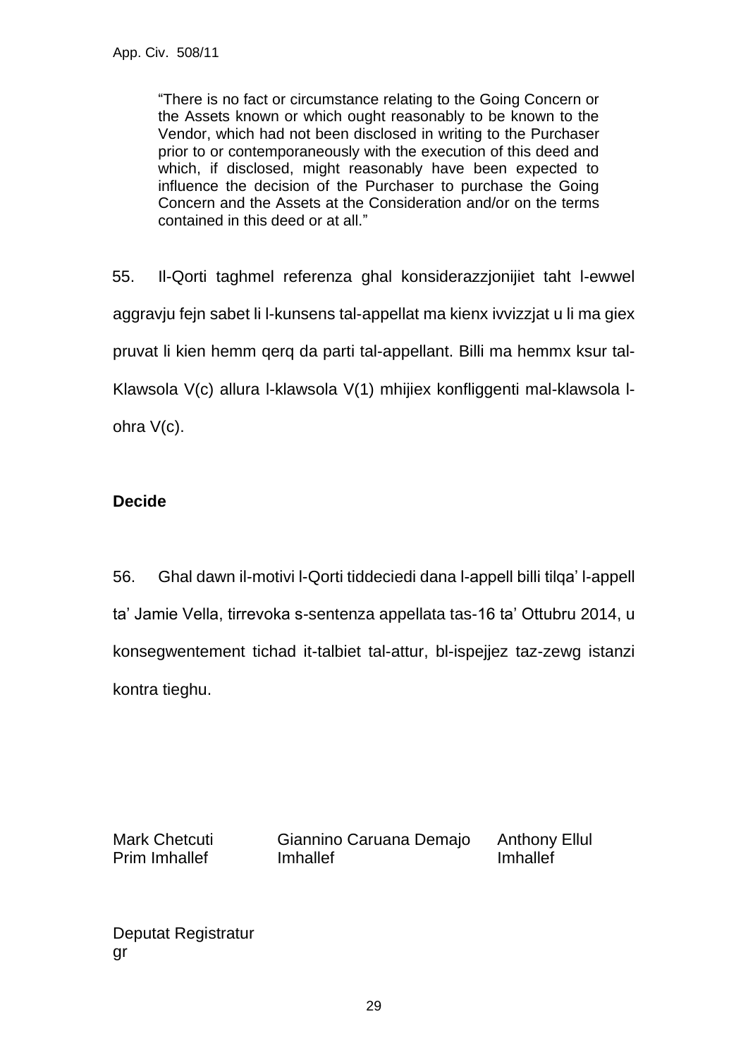> "There is no fact or circumstance relating to the Going Concern or the Assets known or which ought reasonably to be known to the Vendor, which had not been disclosed in writing to the Purchaser prior to or contemporaneously with the execution of this deed and which, if disclosed, might reasonably have been expected to influence the decision of the Purchaser to purchase the Going Concern and the Assets at the Consideration and/or on the terms contained in this deed or at all."

55. Il-Qorti taghmel referenza ghal konsiderazzjonijiet taht l-ewwel aggravju fejn sabet li l-kunsens tal-appellat ma kienx ivvizzjat u li ma giex pruvat li kien hemm qerq da parti tal-appellant. Billi ma hemmx ksur tal-Klawsola V(c) allura l-klawsola V(1) mhijiex konfliggenti mal-klawsola l-ohra V(c).

**Decide**

56. Ghal dawn il-motivi l-Qorti tiddeciedi dana l-appell billi tilqa' l-appell ta' Jamie Vella, tirrevoka s-sentenza appellata tas-16 ta' Ottubru 2014, u konsegwentement tichad it-talbiet tal-attur, bl-ispejjez taz-zewg istanzi kontra tieghu.

| | | |
|---|---|---|
| Mark Chetcuti<br>Prim Imhallef | Giannino Caruana Demajo<br>Imhallef | Anthony Ellul<br>Imhallef |

Deputat Registratur
gr